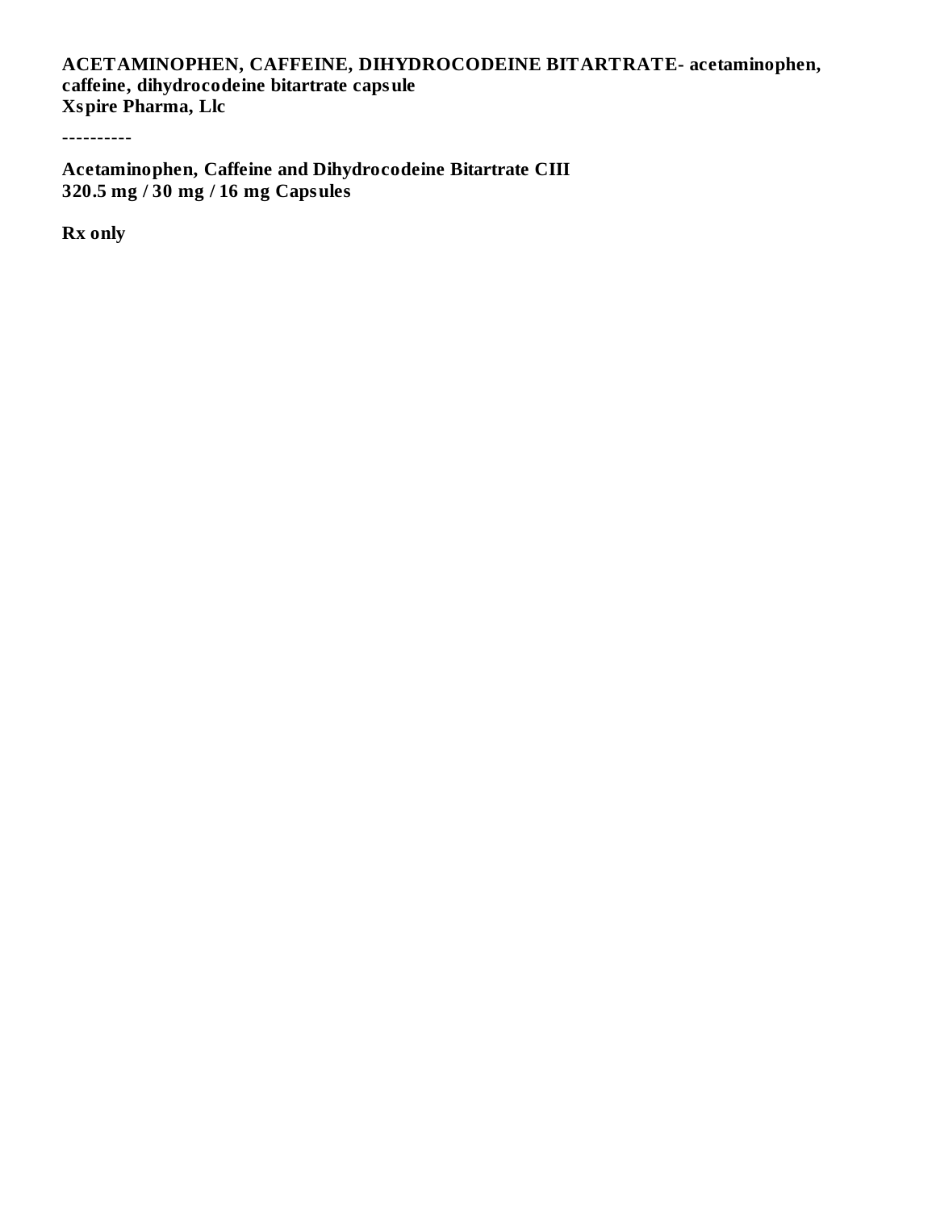**ACETAMINOPHEN, CAFFEINE, DIHYDROCODEINE BITARTRATE- acetaminophen, caffeine, dihydrocodeine bitartrate capsule**
**Xspire Pharma, Llc**

----------

**Acetaminophen, Caffeine and Dihydrocodeine Bitartrate CIII**
**320.5 mg / 30 mg / 16 mg Capsules**

**Rx only**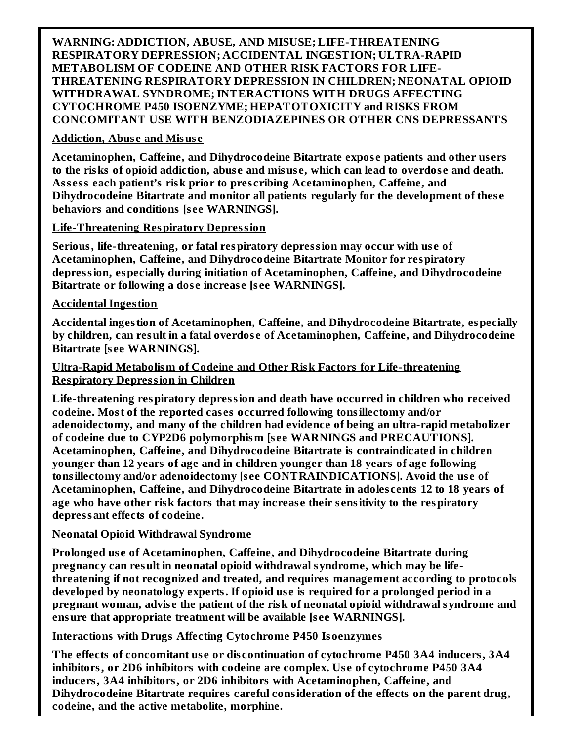**WARNING: ADDICTION, ABUSE, AND MISUSE; LIFE-THREATENING RESPIRATORY DEPRESSION; ACCIDENTAL INGESTION; ULTRA-RAPID METABOLISM OF CODEINE AND OTHER RISK FACTORS FOR LIFE-THREATENING RESPIRATORY DEPRESSION IN CHILDREN; NEONATAL OPIOID WITHDRAWAL SYNDROME; INTERACTIONS WITH DRUGS AFFECTING CYTOCHROME P450 ISOENZYME; HEPATOTOXICITY and RISKS FROM CONCOMITANT USE WITH BENZODIAZEPINES OR OTHER CNS DEPRESSANTS**

**Addiction, Abuse and Misuse**

**Acetaminophen, Caffeine, and Dihydrocodeine Bitartrate expose patients and other users to the risks of opioid addiction, abuse and misuse, which can lead to overdose and death. Assess each patient's risk prior to prescribing Acetaminophen, Caffeine, and Dihydrocodeine Bitartrate and monitor all patients regularly for the development of these behaviors and conditions [see WARNINGS].**

**Life-Threatening Respiratory Depression**

**Serious, life-threatening, or fatal respiratory depression may occur with use of Acetaminophen, Caffeine, and Dihydrocodeine Bitartrate Monitor for respiratory depression, especially during initiation of Acetaminophen, Caffeine, and Dihydrocodeine Bitartrate or following a dose increase [see WARNINGS].**

**Accidental Ingestion**

**Accidental ingestion of Acetaminophen, Caffeine, and Dihydrocodeine Bitartrate, especially by children, can result in a fatal overdose of Acetaminophen, Caffeine, and Dihydrocodeine Bitartrate [see WARNINGS].**

**Ultra-Rapid Metabolism of Codeine and Other Risk Factors for Life-threatening Respiratory Depression in Children**

**Life-threatening respiratory depression and death have occurred in children who received codeine. Most of the reported cases occurred following tonsillectomy and/or adenoidectomy, and many of the children had evidence of being an ultra-rapid metabolizer of codeine due to CYP2D6 polymorphism [see WARNINGS and PRECAUTIONS]. Acetaminophen, Caffeine, and Dihydrocodeine Bitartrate is contraindicated in children younger than 12 years of age and in children younger than 18 years of age following tonsillectomy and/or adenoidectomy [see CONTRAINDICATIONS]. Avoid the use of Acetaminophen, Caffeine, and Dihydrocodeine Bitartrate in adolescents 12 to 18 years of age who have other risk factors that may increase their sensitivity to the respiratory depressant effects of codeine.**

**Neonatal Opioid Withdrawal Syndrome**

**Prolonged use of Acetaminophen, Caffeine, and Dihydrocodeine Bitartrate during pregnancy can result in neonatal opioid withdrawal syndrome, which may be life-threatening if not recognized and treated, and requires management according to protocols developed by neonatology experts. If opioid use is required for a prolonged period in a pregnant woman, advise the patient of the risk of neonatal opioid withdrawal syndrome and ensure that appropriate treatment will be available [see WARNINGS].**

**Interactions with Drugs Affecting Cytochrome P450 Isoenzymes**

**The effects of concomitant use or discontinuation of cytochrome P450 3A4 inducers, 3A4 inhibitors, or 2D6 inhibitors with codeine are complex. Use of cytochrome P450 3A4 inducers, 3A4 inhibitors, or 2D6 inhibitors with Acetaminophen, Caffeine, and Dihydrocodeine Bitartrate requires careful consideration of the effects on the parent drug, codeine, and the active metabolite, morphine.**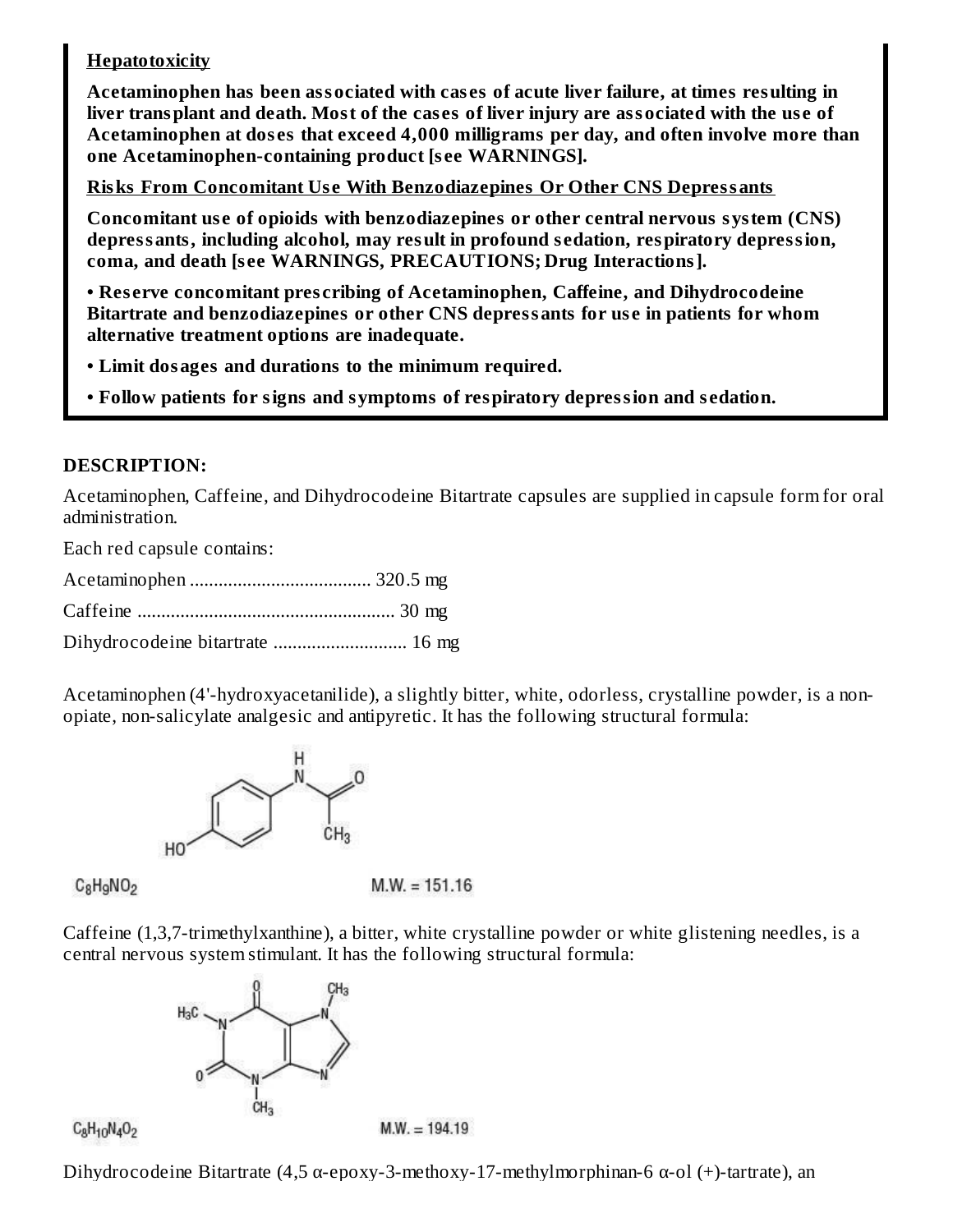**Hepatotoxicity**

**Acetaminophen has been associated with cases of acute liver failure, at times resulting in liver transplant and death. Most of the cases of liver injury are associated with the use of Acetaminophen at doses that exceed 4,000 milligrams per day, and often involve more than one Acetaminophen-containing product [see WARNINGS].**

**Risks From Concomitant Use With Benzodiazepines Or Other CNS Depressants**

**Concomitant use of opioids with benzodiazepines or other central nervous system (CNS) depressants, including alcohol, may result in profound sedation, respiratory depression, coma, and death [see WARNINGS, PRECAUTIONS; Drug Interactions].**

- **Reserve concomitant prescribing of Acetaminophen, Caffeine, and Dihydrocodeine Bitartrate and benzodiazepines or other CNS depressants for use in patients for whom alternative treatment options are inadequate.**
- **Limit dosages and durations to the minimum required.**
- **Follow patients for signs and symptoms of respiratory depression and sedation.**

**DESCRIPTION:**

Acetaminophen, Caffeine, and Dihydrocodeine Bitartrate capsules are supplied in capsule form for oral administration.

Each red capsule contains:

Acetaminophen ...................................... 320.5 mg

Caffeine ...................................................... 30 mg

Dihydrocodeine bitartrate ............................ 16 mg

Acetaminophen (4'-hydroxyacetanilide), a slightly bitter, white, odorless, crystalline powder, is a non-opiate, non-salicylate analgesic and antipyretic. It has the following structural formula:

$C_8H_9NO_2$ M.W. = 151.16

Caffeine (1,3,7-trimethylxanthine), a bitter, white crystalline powder or white glistening needles, is a central nervous system stimulant. It has the following structural formula:

$C_8H_{10}N_4O_2$ M.W. = 194.19

Dihydrocodeine Bitartrate (4,5 α-epoxy-3-methoxy-17-methylmorphinan-6 α-ol (+)-tartrate), an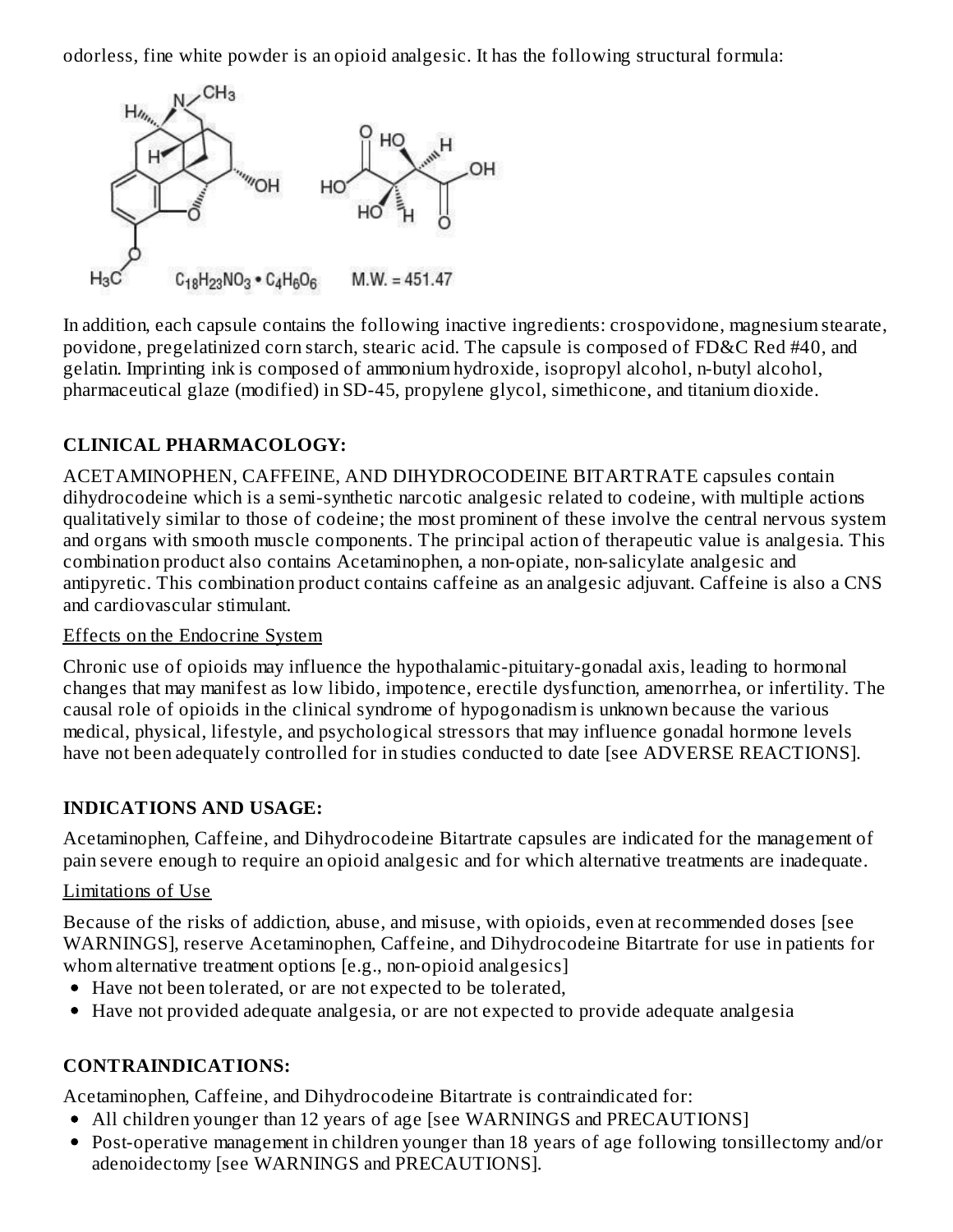odorless, fine white powder is an opioid analgesic. It has the following structural formula:

$C_{18}H_{23}NO_3 \cdot C_4H_6O_6$ M.W. = 451.47

In addition, each capsule contains the following inactive ingredients: crospovidone, magnesium stearate, povidone, pregelatinized corn starch, stearic acid. The capsule is composed of FD&C Red #40, and gelatin. Imprinting ink is composed of ammonium hydroxide, isopropyl alcohol, n-butyl alcohol, pharmaceutical glaze (modified) in SD-45, propylene glycol, simethicone, and titanium dioxide.

## CLINICAL PHARMACOLOGY:

ACETAMINOPHEN, CAFFEINE, AND DIHYDROCODEINE BITARTRATE capsules contain dihydrocodeine which is a semi-synthetic narcotic analgesic related to codeine, with multiple actions qualitatively similar to those of codeine; the most prominent of these involve the central nervous system and organs with smooth muscle components. The principal action of therapeutic value is analgesia. This combination product also contains Acetaminophen, a non-opiate, non-salicylate analgesic and antipyretic. This combination product contains caffeine as an analgesic adjuvant. Caffeine is also a CNS and cardiovascular stimulant.

Effects on the Endocrine System

Chronic use of opioids may influence the hypothalamic-pituitary-gonadal axis, leading to hormonal changes that may manifest as low libido, impotence, erectile dysfunction, amenorrhea, or infertility. The causal role of opioids in the clinical syndrome of hypogonadism is unknown because the various medical, physical, lifestyle, and psychological stressors that may influence gonadal hormone levels have not been adequately controlled for in studies conducted to date [see ADVERSE REACTIONS].

## INDICATIONS AND USAGE:

Acetaminophen, Caffeine, and Dihydrocodeine Bitartrate capsules are indicated for the management of pain severe enough to require an opioid analgesic and for which alternative treatments are inadequate.

Limitations of Use

Because of the risks of addiction, abuse, and misuse, with opioids, even at recommended doses [see WARNINGS], reserve Acetaminophen, Caffeine, and Dihydrocodeine Bitartrate for use in patients for whom alternative treatment options [e.g., non-opioid analgesics]

- Have not been tolerated, or are not expected to be tolerated,
- Have not provided adequate analgesia, or are not expected to provide adequate analgesia

## CONTRAINDICATIONS:

Acetaminophen, Caffeine, and Dihydrocodeine Bitartrate is contraindicated for:

- All children younger than 12 years of age [see WARNINGS and PRECAUTIONS]
- Post-operative management in children younger than 18 years of age following tonsillectomy and/or adenoidectomy [see WARNINGS and PRECAUTIONS].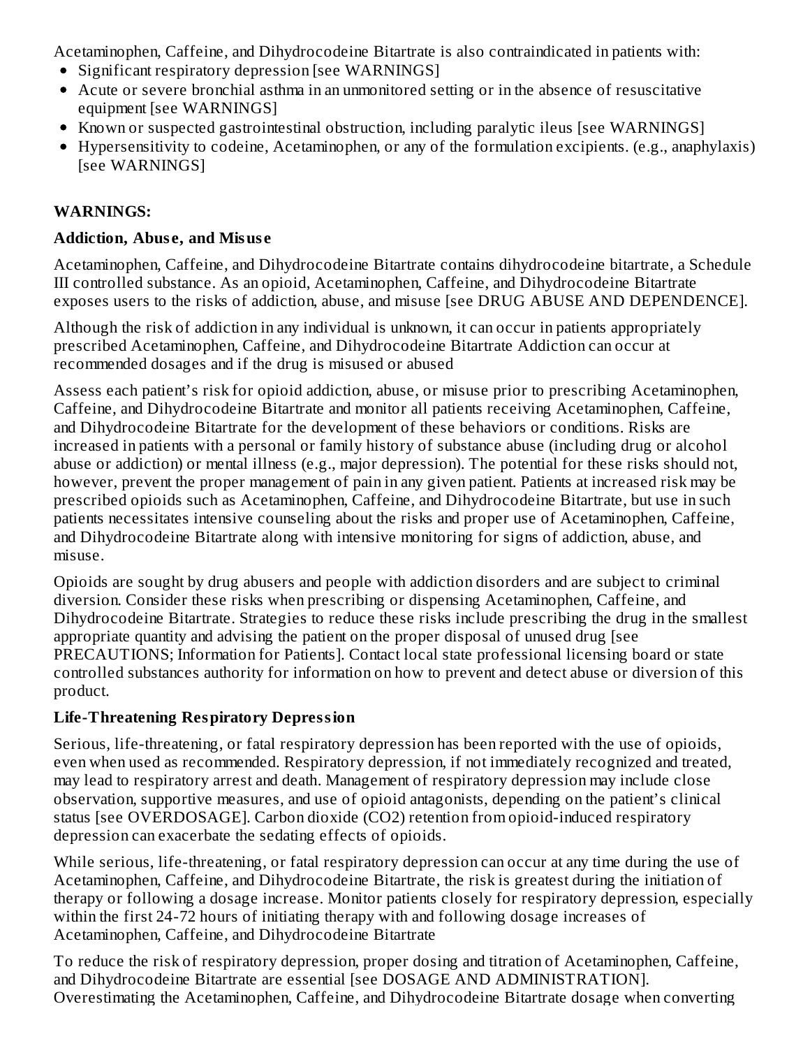Acetaminophen, Caffeine, and Dihydrocodeine Bitartrate is also contraindicated in patients with:

- Significant respiratory depression [see WARNINGS]
- Acute or severe bronchial asthma in an unmonitored setting or in the absence of resuscitative equipment [see WARNINGS]
- Known or suspected gastrointestinal obstruction, including paralytic ileus [see WARNINGS]
- Hypersensitivity to codeine, Acetaminophen, or any of the formulation excipients. (e.g., anaphylaxis) [see WARNINGS]

**WARNINGS:**

**Addiction, Abuse, and Misuse**

Acetaminophen, Caffeine, and Dihydrocodeine Bitartrate contains dihydrocodeine bitartrate, a Schedule III controlled substance. As an opioid, Acetaminophen, Caffeine, and Dihydrocodeine Bitartrate exposes users to the risks of addiction, abuse, and misuse [see DRUG ABUSE AND DEPENDENCE].

Although the risk of addiction in any individual is unknown, it can occur in patients appropriately prescribed Acetaminophen, Caffeine, and Dihydrocodeine Bitartrate Addiction can occur at recommended dosages and if the drug is misused or abused

Assess each patient's risk for opioid addiction, abuse, or misuse prior to prescribing Acetaminophen, Caffeine, and Dihydrocodeine Bitartrate and monitor all patients receiving Acetaminophen, Caffeine, and Dihydrocodeine Bitartrate for the development of these behaviors or conditions. Risks are increased in patients with a personal or family history of substance abuse (including drug or alcohol abuse or addiction) or mental illness (e.g., major depression). The potential for these risks should not, however, prevent the proper management of pain in any given patient. Patients at increased risk may be prescribed opioids such as Acetaminophen, Caffeine, and Dihydrocodeine Bitartrate, but use in such patients necessitates intensive counseling about the risks and proper use of Acetaminophen, Caffeine, and Dihydrocodeine Bitartrate along with intensive monitoring for signs of addiction, abuse, and misuse.

Opioids are sought by drug abusers and people with addiction disorders and are subject to criminal diversion. Consider these risks when prescribing or dispensing Acetaminophen, Caffeine, and Dihydrocodeine Bitartrate. Strategies to reduce these risks include prescribing the drug in the smallest appropriate quantity and advising the patient on the proper disposal of unused drug [see PRECAUTIONS; Information for Patients]. Contact local state professional licensing board or state controlled substances authority for information on how to prevent and detect abuse or diversion of this product.

**Life-Threatening Respiratory Depression**

Serious, life-threatening, or fatal respiratory depression has been reported with the use of opioids, even when used as recommended. Respiratory depression, if not immediately recognized and treated, may lead to respiratory arrest and death. Management of respiratory depression may include close observation, supportive measures, and use of opioid antagonists, depending on the patient's clinical status [see OVERDOSAGE]. Carbon dioxide ($CO_2$) retention from opioid-induced respiratory depression can exacerbate the sedating effects of opioids.

While serious, life-threatening, or fatal respiratory depression can occur at any time during the use of Acetaminophen, Caffeine, and Dihydrocodeine Bitartrate, the risk is greatest during the initiation of therapy or following a dosage increase. Monitor patients closely for respiratory depression, especially within the first 24-72 hours of initiating therapy with and following dosage increases of Acetaminophen, Caffeine, and Dihydrocodeine Bitartrate

To reduce the risk of respiratory depression, proper dosing and titration of Acetaminophen, Caffeine, and Dihydrocodeine Bitartrate are essential [see DOSAGE AND ADMINISTRATION]. Overestimating the Acetaminophen, Caffeine, and Dihydrocodeine Bitartrate dosage when converting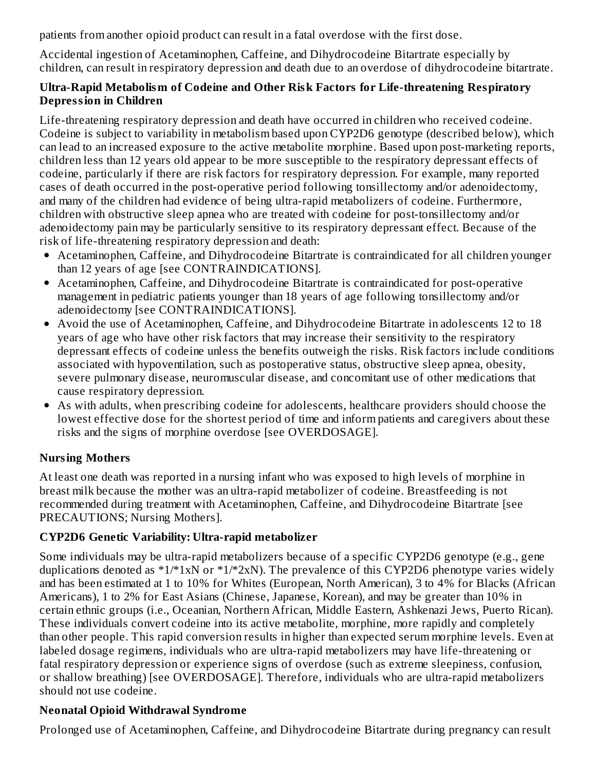patients from another opioid product can result in a fatal overdose with the first dose.

Accidental ingestion of Acetaminophen, Caffeine, and Dihydrocodeine Bitartrate especially by children, can result in respiratory depression and death due to an overdose of dihydrocodeine bitartrate.

**Ultra-Rapid Metabolism of Codeine and Other Risk Factors for Life-threatening Respiratory Depression in Children**

Life-threatening respiratory depression and death have occurred in children who received codeine. Codeine is subject to variability in metabolism based upon CYP2D6 genotype (described below), which can lead to an increased exposure to the active metabolite morphine. Based upon post-marketing reports, children less than 12 years old appear to be more susceptible to the respiratory depressant effects of codeine, particularly if there are risk factors for respiratory depression. For example, many reported cases of death occurred in the post-operative period following tonsillectomy and/or adenoidectomy, and many of the children had evidence of being ultra-rapid metabolizers of codeine. Furthermore, children with obstructive sleep apnea who are treated with codeine for post-tonsillectomy and/or adenoidectomy pain may be particularly sensitive to its respiratory depressant effect. Because of the risk of life-threatening respiratory depression and death:

- Acetaminophen, Caffeine, and Dihydrocodeine Bitartrate is contraindicated for all children younger than 12 years of age [see CONTRAINDICATIONS].
- Acetaminophen, Caffeine, and Dihydrocodeine Bitartrate is contraindicated for post-operative management in pediatric patients younger than 18 years of age following tonsillectomy and/or adenoidectomy [see CONTRAINDICATIONS].
- Avoid the use of Acetaminophen, Caffeine, and Dihydrocodeine Bitartrate in adolescents 12 to 18 years of age who have other risk factors that may increase their sensitivity to the respiratory depressant effects of codeine unless the benefits outweigh the risks. Risk factors include conditions associated with hypoventilation, such as postoperative status, obstructive sleep apnea, obesity, severe pulmonary disease, neuromuscular disease, and concomitant use of other medications that cause respiratory depression.
- As with adults, when prescribing codeine for adolescents, healthcare providers should choose the lowest effective dose for the shortest period of time and inform patients and caregivers about these risks and the signs of morphine overdose [see OVERDOSAGE].

**Nursing Mothers**

At least one death was reported in a nursing infant who was exposed to high levels of morphine in breast milk because the mother was an ultra-rapid metabolizer of codeine. Breastfeeding is not recommended during treatment with Acetaminophen, Caffeine, and Dihydrocodeine Bitartrate [see PRECAUTIONS; Nursing Mothers].

**CYP2D6 Genetic Variability: Ultra-rapid metabolizer**

Some individuals may be ultra-rapid metabolizers because of a specific CYP2D6 genotype (e.g., gene duplications denoted as *1/*1xN or *1/*2xN). The prevalence of this CYP2D6 phenotype varies widely and has been estimated at 1 to 10% for Whites (European, North American), 3 to 4% for Blacks (African Americans), 1 to 2% for East Asians (Chinese, Japanese, Korean), and may be greater than 10% in certain ethnic groups (i.e., Oceanian, Northern African, Middle Eastern, Ashkenazi Jews, Puerto Rican). These individuals convert codeine into its active metabolite, morphine, more rapidly and completely than other people. This rapid conversion results in higher than expected serum morphine levels. Even at labeled dosage regimens, individuals who are ultra-rapid metabolizers may have life-threatening or fatal respiratory depression or experience signs of overdose (such as extreme sleepiness, confusion, or shallow breathing) [see OVERDOSAGE]. Therefore, individuals who are ultra-rapid metabolizers should not use codeine.

**Neonatal Opioid Withdrawal Syndrome**

Prolonged use of Acetaminophen, Caffeine, and Dihydrocodeine Bitartrate during pregnancy can result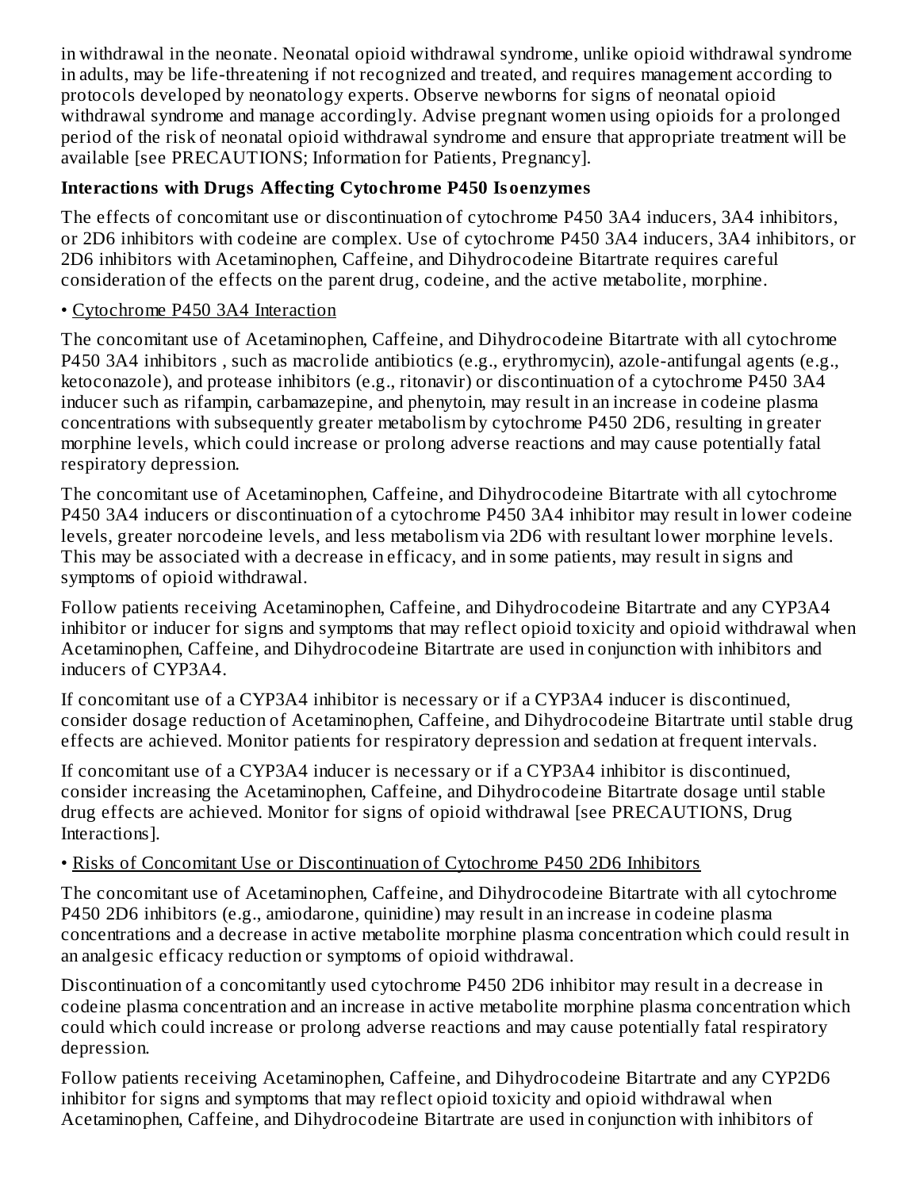in withdrawal in the neonate. Neonatal opioid withdrawal syndrome, unlike opioid withdrawal syndrome in adults, may be life-threatening if not recognized and treated, and requires management according to protocols developed by neonatology experts. Observe newborns for signs of neonatal opioid withdrawal syndrome and manage accordingly. Advise pregnant women using opioids for a prolonged period of the risk of neonatal opioid withdrawal syndrome and ensure that appropriate treatment will be available [see PRECAUTIONS; Information for Patients, Pregnancy].

**Interactions with Drugs Affecting Cytochrome P450 Isoenzymes**

The effects of concomitant use or discontinuation of cytochrome P450 3A4 inducers, 3A4 inhibitors, or 2D6 inhibitors with codeine are complex. Use of cytochrome P450 3A4 inducers, 3A4 inhibitors, or 2D6 inhibitors with Acetaminophen, Caffeine, and Dihydrocodeine Bitartrate requires careful consideration of the effects on the parent drug, codeine, and the active metabolite, morphine.

• Cytochrome P450 3A4 Interaction

The concomitant use of Acetaminophen, Caffeine, and Dihydrocodeine Bitartrate with all cytochrome P450 3A4 inhibitors , such as macrolide antibiotics (e.g., erythromycin), azole-antifungal agents (e.g., ketoconazole), and protease inhibitors (e.g., ritonavir) or discontinuation of a cytochrome P450 3A4 inducer such as rifampin, carbamazepine, and phenytoin, may result in an increase in codeine plasma concentrations with subsequently greater metabolism by cytochrome P450 2D6, resulting in greater morphine levels, which could increase or prolong adverse reactions and may cause potentially fatal respiratory depression.

The concomitant use of Acetaminophen, Caffeine, and Dihydrocodeine Bitartrate with all cytochrome P450 3A4 inducers or discontinuation of a cytochrome P450 3A4 inhibitor may result in lower codeine levels, greater norcodeine levels, and less metabolism via 2D6 with resultant lower morphine levels. This may be associated with a decrease in efficacy, and in some patients, may result in signs and symptoms of opioid withdrawal.

Follow patients receiving Acetaminophen, Caffeine, and Dihydrocodeine Bitartrate and any CYP3A4 inhibitor or inducer for signs and symptoms that may reflect opioid toxicity and opioid withdrawal when Acetaminophen, Caffeine, and Dihydrocodeine Bitartrate are used in conjunction with inhibitors and inducers of CYP3A4.

If concomitant use of a CYP3A4 inhibitor is necessary or if a CYP3A4 inducer is discontinued, consider dosage reduction of Acetaminophen, Caffeine, and Dihydrocodeine Bitartrate until stable drug effects are achieved. Monitor patients for respiratory depression and sedation at frequent intervals.

If concomitant use of a CYP3A4 inducer is necessary or if a CYP3A4 inhibitor is discontinued, consider increasing the Acetaminophen, Caffeine, and Dihydrocodeine Bitartrate dosage until stable drug effects are achieved. Monitor for signs of opioid withdrawal [see PRECAUTIONS, Drug Interactions].

• Risks of Concomitant Use or Discontinuation of Cytochrome P450 2D6 Inhibitors

The concomitant use of Acetaminophen, Caffeine, and Dihydrocodeine Bitartrate with all cytochrome P450 2D6 inhibitors (e.g., amiodarone, quinidine) may result in an increase in codeine plasma concentrations and a decrease in active metabolite morphine plasma concentration which could result in an analgesic efficacy reduction or symptoms of opioid withdrawal.

Discontinuation of a concomitantly used cytochrome P450 2D6 inhibitor may result in a decrease in codeine plasma concentration and an increase in active metabolite morphine plasma concentration which could which could increase or prolong adverse reactions and may cause potentially fatal respiratory depression.

Follow patients receiving Acetaminophen, Caffeine, and Dihydrocodeine Bitartrate and any CYP2D6 inhibitor for signs and symptoms that may reflect opioid toxicity and opioid withdrawal when Acetaminophen, Caffeine, and Dihydrocodeine Bitartrate are used in conjunction with inhibitors of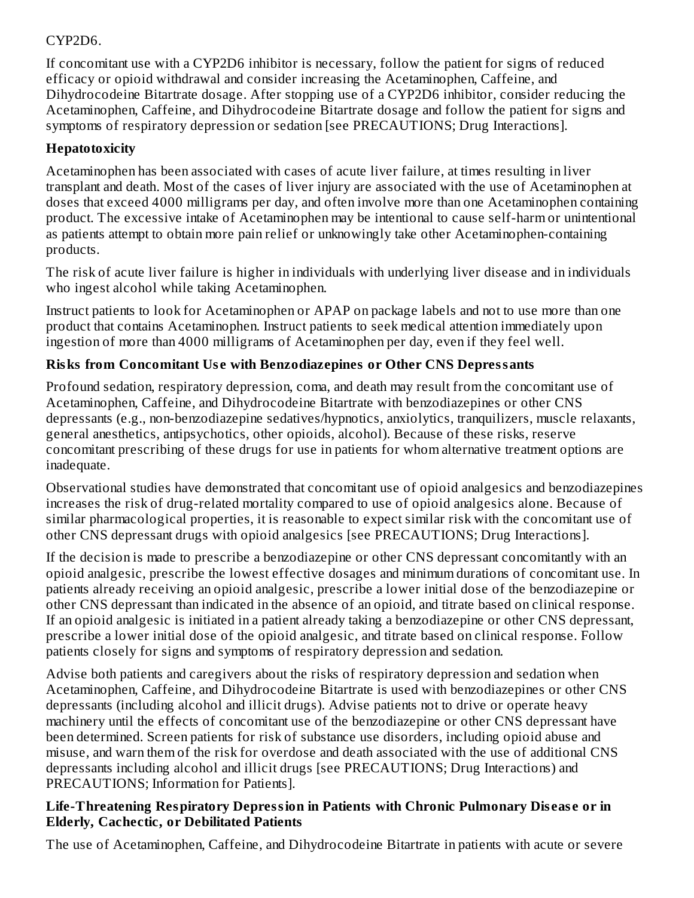CYP2D6.

If concomitant use with a CYP2D6 inhibitor is necessary, follow the patient for signs of reduced efficacy or opioid withdrawal and consider increasing the Acetaminophen, Caffeine, and Dihydrocodeine Bitartrate dosage. After stopping use of a CYP2D6 inhibitor, consider reducing the Acetaminophen, Caffeine, and Dihydrocodeine Bitartrate dosage and follow the patient for signs and symptoms of respiratory depression or sedation [see PRECAUTIONS; Drug Interactions].

### Hepatotoxicity

Acetaminophen has been associated with cases of acute liver failure, at times resulting in liver transplant and death. Most of the cases of liver injury are associated with the use of Acetaminophen at doses that exceed 4000 milligrams per day, and often involve more than one Acetaminophen containing product. The excessive intake of Acetaminophen may be intentional to cause self-harm or unintentional as patients attempt to obtain more pain relief or unknowingly take other Acetaminophen-containing products.

The risk of acute liver failure is higher in individuals with underlying liver disease and in individuals who ingest alcohol while taking Acetaminophen.

Instruct patients to look for Acetaminophen or APAP on package labels and not to use more than one product that contains Acetaminophen. Instruct patients to seek medical attention immediately upon ingestion of more than 4000 milligrams of Acetaminophen per day, even if they feel well.

### Risks from Concomitant Use with Benzodiazepines or Other CNS Depressants

Profound sedation, respiratory depression, coma, and death may result from the concomitant use of Acetaminophen, Caffeine, and Dihydrocodeine Bitartrate with benzodiazepines or other CNS depressants (e.g., non-benzodiazepine sedatives/hypnotics, anxiolytics, tranquilizers, muscle relaxants, general anesthetics, antipsychotics, other opioids, alcohol). Because of these risks, reserve concomitant prescribing of these drugs for use in patients for whom alternative treatment options are inadequate.

Observational studies have demonstrated that concomitant use of opioid analgesics and benzodiazepines increases the risk of drug-related mortality compared to use of opioid analgesics alone. Because of similar pharmacological properties, it is reasonable to expect similar risk with the concomitant use of other CNS depressant drugs with opioid analgesics [see PRECAUTIONS; Drug Interactions].

If the decision is made to prescribe a benzodiazepine or other CNS depressant concomitantly with an opioid analgesic, prescribe the lowest effective dosages and minimum durations of concomitant use. In patients already receiving an opioid analgesic, prescribe a lower initial dose of the benzodiazepine or other CNS depressant than indicated in the absence of an opioid, and titrate based on clinical response. If an opioid analgesic is initiated in a patient already taking a benzodiazepine or other CNS depressant, prescribe a lower initial dose of the opioid analgesic, and titrate based on clinical response. Follow patients closely for signs and symptoms of respiratory depression and sedation.

Advise both patients and caregivers about the risks of respiratory depression and sedation when Acetaminophen, Caffeine, and Dihydrocodeine Bitartrate is used with benzodiazepines or other CNS depressants (including alcohol and illicit drugs). Advise patients not to drive or operate heavy machinery until the effects of concomitant use of the benzodiazepine or other CNS depressant have been determined. Screen patients for risk of substance use disorders, including opioid abuse and misuse, and warn them of the risk for overdose and death associated with the use of additional CNS depressants including alcohol and illicit drugs [see PRECAUTIONS; Drug Interactions) and PRECAUTIONS; Information for Patients].

### Life-Threatening Respiratory Depression in Patients with Chronic Pulmonary Disease or in Elderly, Cachectic, or Debilitated Patients

The use of Acetaminophen, Caffeine, and Dihydrocodeine Bitartrate in patients with acute or severe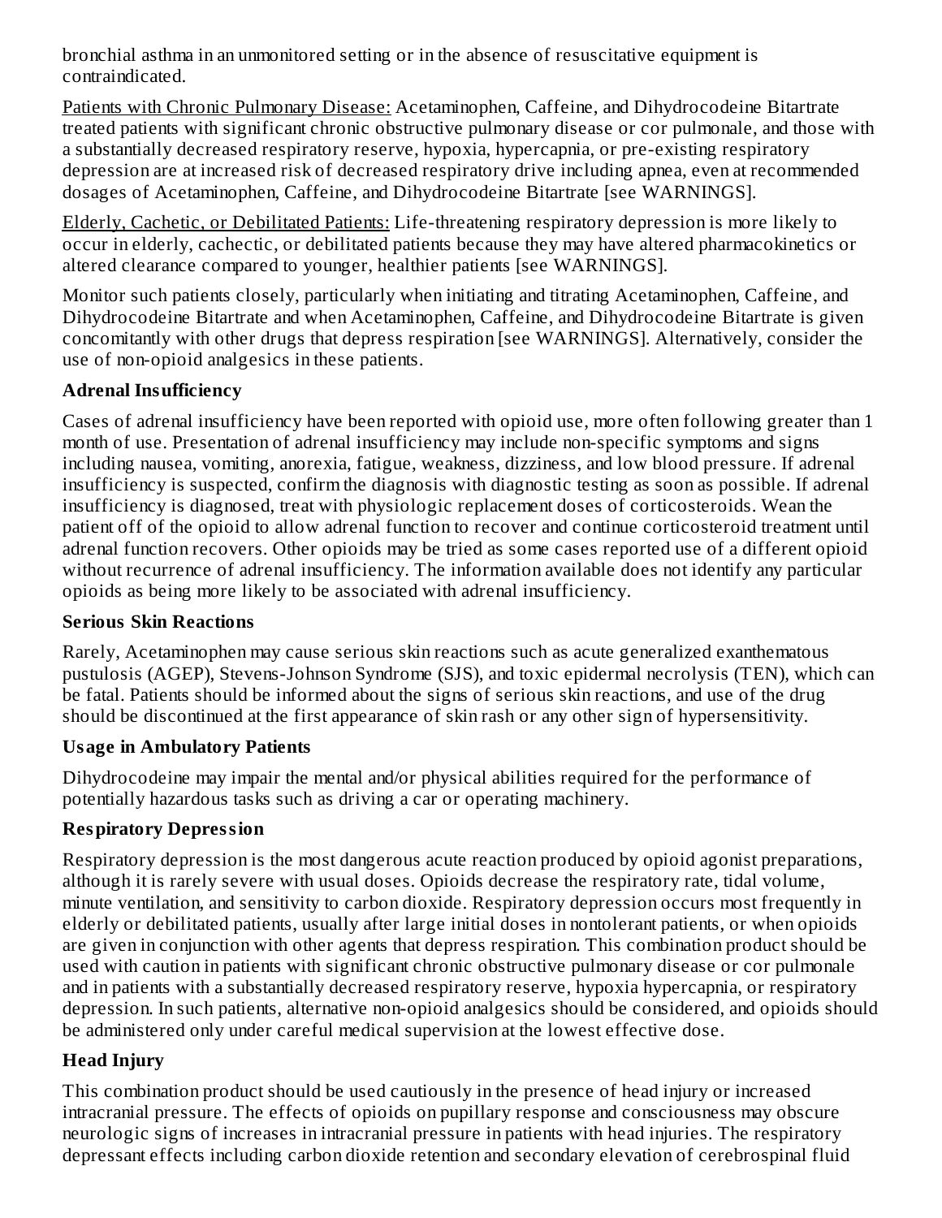bronchial asthma in an unmonitored setting or in the absence of resuscitative equipment is contraindicated.

Patients with Chronic Pulmonary Disease: Acetaminophen, Caffeine, and Dihydrocodeine Bitartrate treated patients with significant chronic obstructive pulmonary disease or cor pulmonale, and those with a substantially decreased respiratory reserve, hypoxia, hypercapnia, or pre-existing respiratory depression are at increased risk of decreased respiratory drive including apnea, even at recommended dosages of Acetaminophen, Caffeine, and Dihydrocodeine Bitartrate [see WARNINGS].

Elderly, Cachetic, or Debilitated Patients: Life-threatening respiratory depression is more likely to occur in elderly, cachectic, or debilitated patients because they may have altered pharmacokinetics or altered clearance compared to younger, healthier patients [see WARNINGS].

Monitor such patients closely, particularly when initiating and titrating Acetaminophen, Caffeine, and Dihydrocodeine Bitartrate and when Acetaminophen, Caffeine, and Dihydrocodeine Bitartrate is given concomitantly with other drugs that depress respiration [see WARNINGS]. Alternatively, consider the use of non-opioid analgesics in these patients.

**Adrenal Insufficiency**

Cases of adrenal insufficiency have been reported with opioid use, more often following greater than 1 month of use. Presentation of adrenal insufficiency may include non-specific symptoms and signs including nausea, vomiting, anorexia, fatigue, weakness, dizziness, and low blood pressure. If adrenal insufficiency is suspected, confirm the diagnosis with diagnostic testing as soon as possible. If adrenal insufficiency is diagnosed, treat with physiologic replacement doses of corticosteroids. Wean the patient off of the opioid to allow adrenal function to recover and continue corticosteroid treatment until adrenal function recovers. Other opioids may be tried as some cases reported use of a different opioid without recurrence of adrenal insufficiency. The information available does not identify any particular opioids as being more likely to be associated with adrenal insufficiency.

**Serious Skin Reactions**

Rarely, Acetaminophen may cause serious skin reactions such as acute generalized exanthematous pustulosis (AGEP), Stevens-Johnson Syndrome (SJS), and toxic epidermal necrolysis (TEN), which can be fatal. Patients should be informed about the signs of serious skin reactions, and use of the drug should be discontinued at the first appearance of skin rash or any other sign of hypersensitivity.

**Usage in Ambulatory Patients**

Dihydrocodeine may impair the mental and/or physical abilities required for the performance of potentially hazardous tasks such as driving a car or operating machinery.

**Respiratory Depression**

Respiratory depression is the most dangerous acute reaction produced by opioid agonist preparations, although it is rarely severe with usual doses. Opioids decrease the respiratory rate, tidal volume, minute ventilation, and sensitivity to carbon dioxide. Respiratory depression occurs most frequently in elderly or debilitated patients, usually after large initial doses in nontolerant patients, or when opioids are given in conjunction with other agents that depress respiration. This combination product should be used with caution in patients with significant chronic obstructive pulmonary disease or cor pulmonale and in patients with a substantially decreased respiratory reserve, hypoxia hypercapnia, or respiratory depression. In such patients, alternative non-opioid analgesics should be considered, and opioids should be administered only under careful medical supervision at the lowest effective dose.

**Head Injury**

This combination product should be used cautiously in the presence of head injury or increased intracranial pressure. The effects of opioids on pupillary response and consciousness may obscure neurologic signs of increases in intracranial pressure in patients with head injuries. The respiratory depressant effects including carbon dioxide retention and secondary elevation of cerebrospinal fluid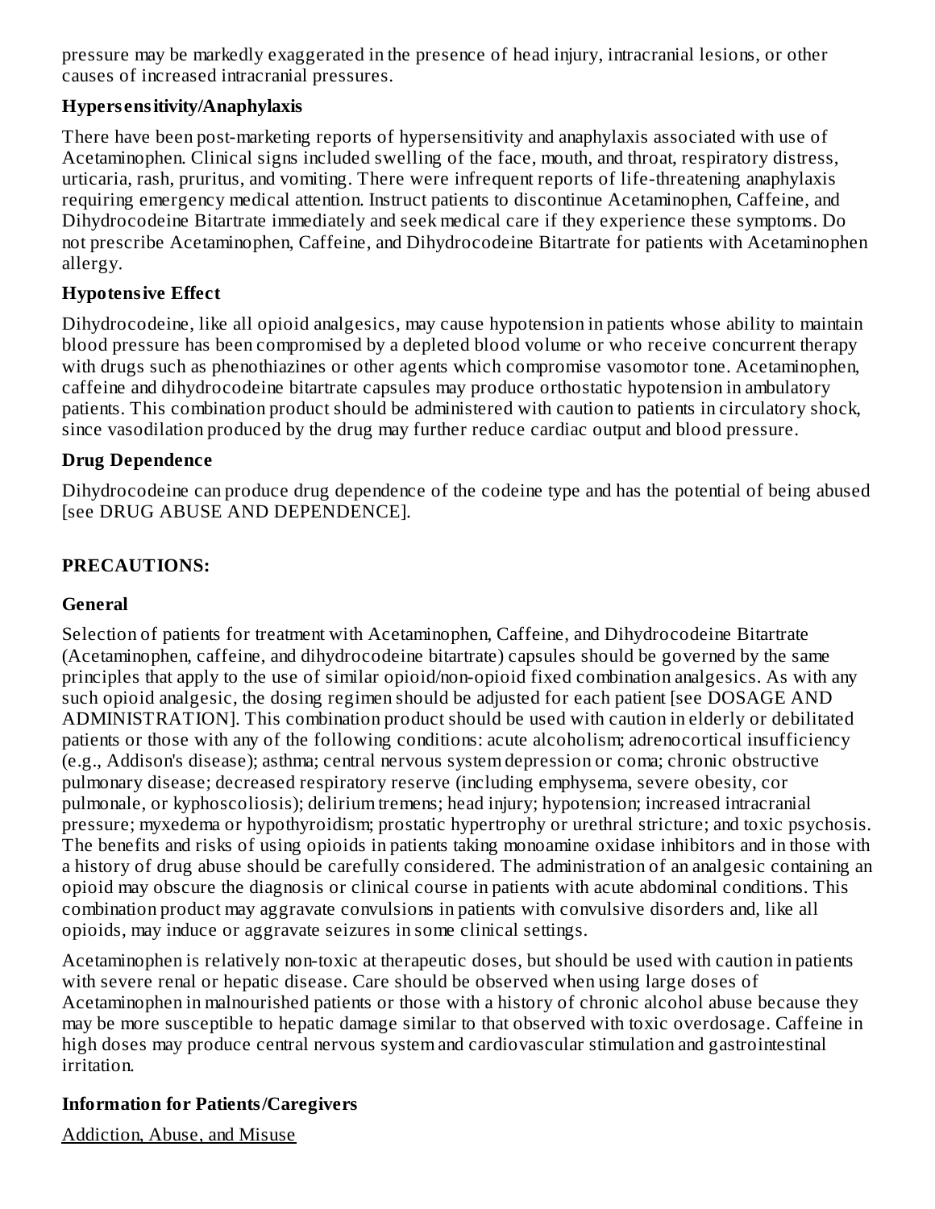pressure may be markedly exaggerated in the presence of head injury, intracranial lesions, or other causes of increased intracranial pressures.

### Hypersensitivity/Anaphylaxis

There have been post-marketing reports of hypersensitivity and anaphylaxis associated with use of Acetaminophen. Clinical signs included swelling of the face, mouth, and throat, respiratory distress, urticaria, rash, pruritus, and vomiting. There were infrequent reports of life-threatening anaphylaxis requiring emergency medical attention. Instruct patients to discontinue Acetaminophen, Caffeine, and Dihydrocodeine Bitartrate immediately and seek medical care if they experience these symptoms. Do not prescribe Acetaminophen, Caffeine, and Dihydrocodeine Bitartrate for patients with Acetaminophen allergy.

### Hypotensive Effect

Dihydrocodeine, like all opioid analgesics, may cause hypotension in patients whose ability to maintain blood pressure has been compromised by a depleted blood volume or who receive concurrent therapy with drugs such as phenothiazines or other agents which compromise vasomotor tone. Acetaminophen, caffeine and dihydrocodeine bitartrate capsules may produce orthostatic hypotension in ambulatory patients. This combination product should be administered with caution to patients in circulatory shock, since vasodilation produced by the drug may further reduce cardiac output and blood pressure.

### Drug Dependence

Dihydrocodeine can produce drug dependence of the codeine type and has the potential of being abused [see DRUG ABUSE AND DEPENDENCE].

## PRECAUTIONS:

### General

Selection of patients for treatment with Acetaminophen, Caffeine, and Dihydrocodeine Bitartrate (Acetaminophen, caffeine, and dihydrocodeine bitartrate) capsules should be governed by the same principles that apply to the use of similar opioid/non-opioid fixed combination analgesics. As with any such opioid analgesic, the dosing regimen should be adjusted for each patient [see DOSAGE AND ADMINISTRATION]. This combination product should be used with caution in elderly or debilitated patients or those with any of the following conditions: acute alcoholism; adrenocortical insufficiency (e.g., Addison's disease); asthma; central nervous system depression or coma; chronic obstructive pulmonary disease; decreased respiratory reserve (including emphysema, severe obesity, cor pulmonale, or kyphoscoliosis); delirium tremens; head injury; hypotension; increased intracranial pressure; myxedema or hypothyroidism; prostatic hypertrophy or urethral stricture; and toxic psychosis. The benefits and risks of using opioids in patients taking monoamine oxidase inhibitors and in those with a history of drug abuse should be carefully considered. The administration of an analgesic containing an opioid may obscure the diagnosis or clinical course in patients with acute abdominal conditions. This combination product may aggravate convulsions in patients with convulsive disorders and, like all opioids, may induce or aggravate seizures in some clinical settings.

Acetaminophen is relatively non-toxic at therapeutic doses, but should be used with caution in patients with severe renal or hepatic disease. Care should be observed when using large doses of Acetaminophen in malnourished patients or those with a history of chronic alcohol abuse because they may be more susceptible to hepatic damage similar to that observed with toxic overdosage. Caffeine in high doses may produce central nervous system and cardiovascular stimulation and gastrointestinal irritation.

### Information for Patients/Caregivers

Addiction, Abuse, and Misuse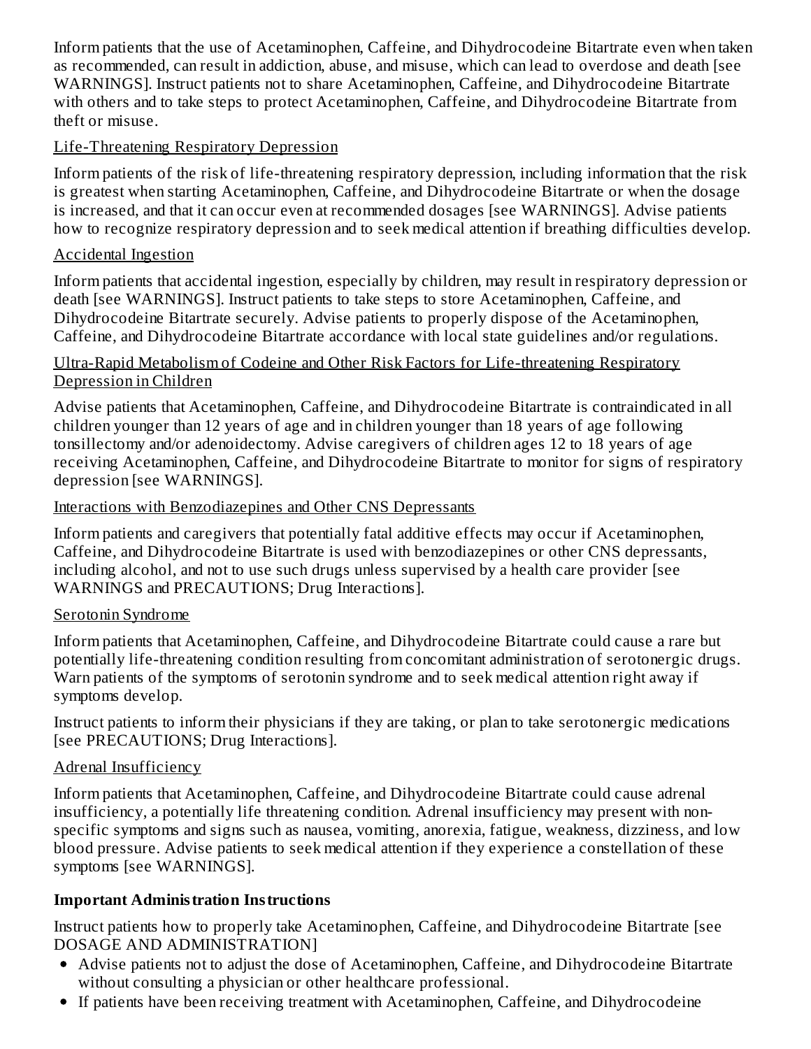Inform patients that the use of Acetaminophen, Caffeine, and Dihydrocodeine Bitartrate even when taken as recommended, can result in addiction, abuse, and misuse, which can lead to overdose and death [see WARNINGS]. Instruct patients not to share Acetaminophen, Caffeine, and Dihydrocodeine Bitartrate with others and to take steps to protect Acetaminophen, Caffeine, and Dihydrocodeine Bitartrate from theft or misuse.

Life-Threatening Respiratory Depression

Inform patients of the risk of life-threatening respiratory depression, including information that the risk is greatest when starting Acetaminophen, Caffeine, and Dihydrocodeine Bitartrate or when the dosage is increased, and that it can occur even at recommended dosages [see WARNINGS]. Advise patients how to recognize respiratory depression and to seek medical attention if breathing difficulties develop.

Accidental Ingestion

Inform patients that accidental ingestion, especially by children, may result in respiratory depression or death [see WARNINGS]. Instruct patients to take steps to store Acetaminophen, Caffeine, and Dihydrocodeine Bitartrate securely. Advise patients to properly dispose of the Acetaminophen, Caffeine, and Dihydrocodeine Bitartrate accordance with local state guidelines and/or regulations.

Ultra-Rapid Metabolism of Codeine and Other Risk Factors for Life-threatening Respiratory Depression in Children

Advise patients that Acetaminophen, Caffeine, and Dihydrocodeine Bitartrate is contraindicated in all children younger than 12 years of age and in children younger than 18 years of age following tonsillectomy and/or adenoidectomy. Advise caregivers of children ages 12 to 18 years of age receiving Acetaminophen, Caffeine, and Dihydrocodeine Bitartrate to monitor for signs of respiratory depression [see WARNINGS].

Interactions with Benzodiazepines and Other CNS Depressants

Inform patients and caregivers that potentially fatal additive effects may occur if Acetaminophen, Caffeine, and Dihydrocodeine Bitartrate is used with benzodiazepines or other CNS depressants, including alcohol, and not to use such drugs unless supervised by a health care provider [see WARNINGS and PRECAUTIONS; Drug Interactions].

Serotonin Syndrome

Inform patients that Acetaminophen, Caffeine, and Dihydrocodeine Bitartrate could cause a rare but potentially life-threatening condition resulting from concomitant administration of serotonergic drugs. Warn patients of the symptoms of serotonin syndrome and to seek medical attention right away if symptoms develop.

Instruct patients to inform their physicians if they are taking, or plan to take serotonergic medications [see PRECAUTIONS; Drug Interactions].

Adrenal Insufficiency

Inform patients that Acetaminophen, Caffeine, and Dihydrocodeine Bitartrate could cause adrenal insufficiency, a potentially life threatening condition. Adrenal insufficiency may present with non-specific symptoms and signs such as nausea, vomiting, anorexia, fatigue, weakness, dizziness, and low blood pressure. Advise patients to seek medical attention if they experience a constellation of these symptoms [see WARNINGS].

**Important Administration Instructions**

Instruct patients how to properly take Acetaminophen, Caffeine, and Dihydrocodeine Bitartrate [see DOSAGE AND ADMINISTRATION]

- Advise patients not to adjust the dose of Acetaminophen, Caffeine, and Dihydrocodeine Bitartrate without consulting a physician or other healthcare professional.
- If patients have been receiving treatment with Acetaminophen, Caffeine, and Dihydrocodeine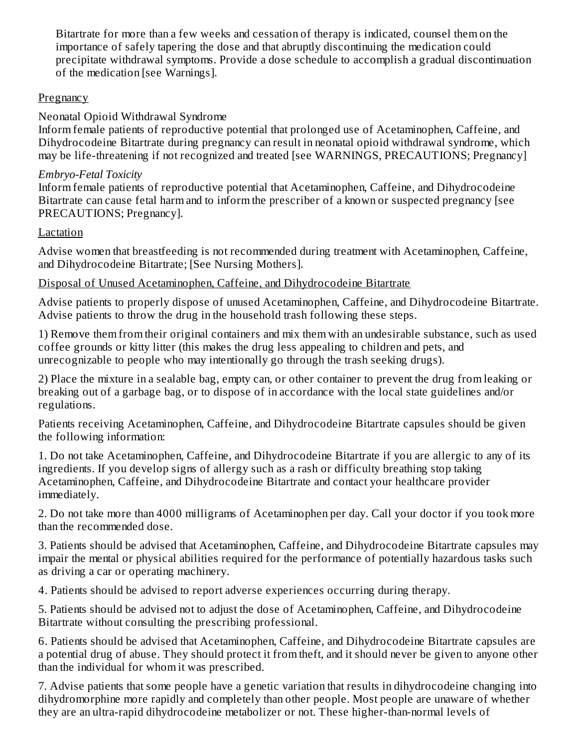Bitartrate for more than a few weeks and cessation of therapy is indicated, counsel them on the importance of safely tapering the dose and that abruptly discontinuing the medication could precipitate withdrawal symptoms. Provide a dose schedule to accomplish a gradual discontinuation of the medication [see Warnings].

Pregnancy

Neonatal Opioid Withdrawal Syndrome
Inform female patients of reproductive potential that prolonged use of Acetaminophen, Caffeine, and Dihydrocodeine Bitartrate during pregnancy can result in neonatal opioid withdrawal syndrome, which may be life-threatening if not recognized and treated [see WARNINGS, PRECAUTIONS; Pregnancy]

*Embryo-Fetal Toxicity*
Inform female patients of reproductive potential that Acetaminophen, Caffeine, and Dihydrocodeine Bitartrate can cause fetal harm and to inform the prescriber of a known or suspected pregnancy [see PRECAUTIONS; Pregnancy].

Lactation

Advise women that breastfeeding is not recommended during treatment with Acetaminophen, Caffeine, and Dihydrocodeine Bitartrate; [See Nursing Mothers].

Disposal of Unused Acetaminophen, Caffeine, and Dihydrocodeine Bitartrate

Advise patients to properly dispose of unused Acetaminophen, Caffeine, and Dihydrocodeine Bitartrate. Advise patients to throw the drug in the household trash following these steps.

1) Remove them from their original containers and mix them with an undesirable substance, such as used coffee grounds or kitty litter (this makes the drug less appealing to children and pets, and unrecognizable to people who may intentionally go through the trash seeking drugs).

2) Place the mixture in a sealable bag, empty can, or other container to prevent the drug from leaking or breaking out of a garbage bag, or to dispose of in accordance with the local state guidelines and/or regulations.

Patients receiving Acetaminophen, Caffeine, and Dihydrocodeine Bitartrate capsules should be given the following information:

1. Do not take Acetaminophen, Caffeine, and Dihydrocodeine Bitartrate if you are allergic to any of its ingredients. If you develop signs of allergy such as a rash or difficulty breathing stop taking Acetaminophen, Caffeine, and Dihydrocodeine Bitartrate and contact your healthcare provider immediately.

2. Do not take more than 4000 milligrams of Acetaminophen per day. Call your doctor if you took more than the recommended dose.

3. Patients should be advised that Acetaminophen, Caffeine, and Dihydrocodeine Bitartrate capsules may impair the mental or physical abilities required for the performance of potentially hazardous tasks such as driving a car or operating machinery.

4. Patients should be advised to report adverse experiences occurring during therapy.

5. Patients should be advised not to adjust the dose of Acetaminophen, Caffeine, and Dihydrocodeine Bitartrate without consulting the prescribing professional.

6. Patients should be advised that Acetaminophen, Caffeine, and Dihydrocodeine Bitartrate capsules are a potential drug of abuse. They should protect it from theft, and it should never be given to anyone other than the individual for whom it was prescribed.

7. Advise patients that some people have a genetic variation that results in dihydrocodeine changing into dihydromorphine more rapidly and completely than other people. Most people are unaware of whether they are an ultra-rapid dihydrocodeine metabolizer or not. These higher-than-normal levels of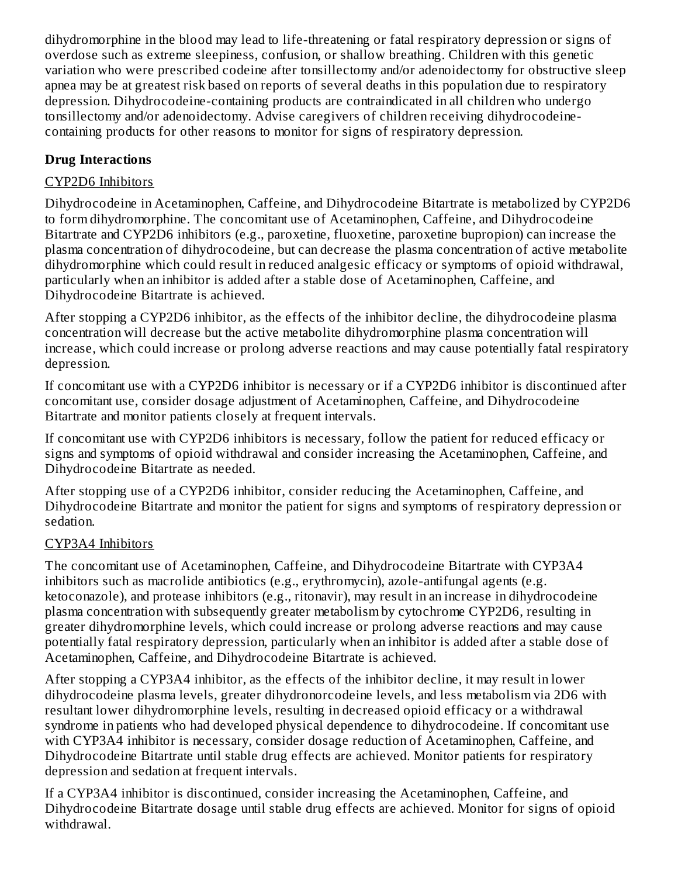dihydromorphine in the blood may lead to life-threatening or fatal respiratory depression or signs of overdose such as extreme sleepiness, confusion, or shallow breathing. Children with this genetic variation who were prescribed codeine after tonsillectomy and/or adenoidectomy for obstructive sleep apnea may be at greatest risk based on reports of several deaths in this population due to respiratory depression. Dihydrocodeine-containing products are contraindicated in all children who undergo tonsillectomy and/or adenoidectomy. Advise caregivers of children receiving dihydrocodeine-containing products for other reasons to monitor for signs of respiratory depression.

**Drug Interactions**

CYP2D6 Inhibitors

Dihydrocodeine in Acetaminophen, Caffeine, and Dihydrocodeine Bitartrate is metabolized by CYP2D6 to form dihydromorphine. The concomitant use of Acetaminophen, Caffeine, and Dihydrocodeine Bitartrate and CYP2D6 inhibitors (e.g., paroxetine, fluoxetine, paroxetine bupropion) can increase the plasma concentration of dihydrocodeine, but can decrease the plasma concentration of active metabolite dihydromorphine which could result in reduced analgesic efficacy or symptoms of opioid withdrawal, particularly when an inhibitor is added after a stable dose of Acetaminophen, Caffeine, and Dihydrocodeine Bitartrate is achieved.

After stopping a CYP2D6 inhibitor, as the effects of the inhibitor decline, the dihydrocodeine plasma concentration will decrease but the active metabolite dihydromorphine plasma concentration will increase, which could increase or prolong adverse reactions and may cause potentially fatal respiratory depression.

If concomitant use with a CYP2D6 inhibitor is necessary or if a CYP2D6 inhibitor is discontinued after concomitant use, consider dosage adjustment of Acetaminophen, Caffeine, and Dihydrocodeine Bitartrate and monitor patients closely at frequent intervals.

If concomitant use with CYP2D6 inhibitors is necessary, follow the patient for reduced efficacy or signs and symptoms of opioid withdrawal and consider increasing the Acetaminophen, Caffeine, and Dihydrocodeine Bitartrate as needed.

After stopping use of a CYP2D6 inhibitor, consider reducing the Acetaminophen, Caffeine, and Dihydrocodeine Bitartrate and monitor the patient for signs and symptoms of respiratory depression or sedation.

CYP3A4 Inhibitors

The concomitant use of Acetaminophen, Caffeine, and Dihydrocodeine Bitartrate with CYP3A4 inhibitors such as macrolide antibiotics (e.g., erythromycin), azole-antifungal agents (e.g. ketoconazole), and protease inhibitors (e.g., ritonavir), may result in an increase in dihydrocodeine plasma concentration with subsequently greater metabolism by cytochrome CYP2D6, resulting in greater dihydromorphine levels, which could increase or prolong adverse reactions and may cause potentially fatal respiratory depression, particularly when an inhibitor is added after a stable dose of Acetaminophen, Caffeine, and Dihydrocodeine Bitartrate is achieved.

After stopping a CYP3A4 inhibitor, as the effects of the inhibitor decline, it may result in lower dihydrocodeine plasma levels, greater dihydronorcodeine levels, and less metabolism via 2D6 with resultant lower dihydromorphine levels, resulting in decreased opioid efficacy or a withdrawal syndrome in patients who had developed physical dependence to dihydrocodeine. If concomitant use with CYP3A4 inhibitor is necessary, consider dosage reduction of Acetaminophen, Caffeine, and Dihydrocodeine Bitartrate until stable drug effects are achieved. Monitor patients for respiratory depression and sedation at frequent intervals.

If a CYP3A4 inhibitor is discontinued, consider increasing the Acetaminophen, Caffeine, and Dihydrocodeine Bitartrate dosage until stable drug effects are achieved. Monitor for signs of opioid withdrawal.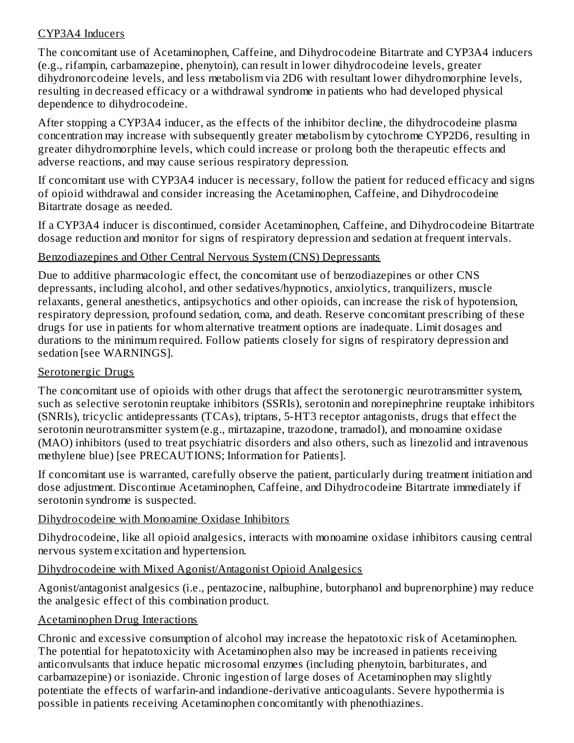CYP3A4 Inducers

The concomitant use of Acetaminophen, Caffeine, and Dihydrocodeine Bitartrate and CYP3A4 inducers (e.g., rifampin, carbamazepine, phenytoin), can result in lower dihydrocodeine levels, greater dihydronorcodeine levels, and less metabolism via 2D6 with resultant lower dihydromorphine levels, resulting in decreased efficacy or a withdrawal syndrome in patients who had developed physical dependence to dihydrocodeine.

After stopping a CYP3A4 inducer, as the effects of the inhibitor decline, the dihydrocodeine plasma concentration may increase with subsequently greater metabolism by cytochrome CYP2D6, resulting in greater dihydromorphine levels, which could increase or prolong both the therapeutic effects and adverse reactions, and may cause serious respiratory depression.

If concomitant use with CYP3A4 inducer is necessary, follow the patient for reduced efficacy and signs of opioid withdrawal and consider increasing the Acetaminophen, Caffeine, and Dihydrocodeine Bitartrate dosage as needed.

If a CYP3A4 inducer is discontinued, consider Acetaminophen, Caffeine, and Dihydrocodeine Bitartrate dosage reduction and monitor for signs of respiratory depression and sedation at frequent intervals.

Benzodiazepines and Other Central Nervous System (CNS) Depressants

Due to additive pharmacologic effect, the concomitant use of benzodiazepines or other CNS depressants, including alcohol, and other sedatives/hypnotics, anxiolytics, tranquilizers, muscle relaxants, general anesthetics, antipsychotics and other opioids, can increase the risk of hypotension, respiratory depression, profound sedation, coma, and death. Reserve concomitant prescribing of these drugs for use in patients for whom alternative treatment options are inadequate. Limit dosages and durations to the minimum required. Follow patients closely for signs of respiratory depression and sedation [see WARNINGS].

Serotonergic Drugs

The concomitant use of opioids with other drugs that affect the serotonergic neurotransmitter system, such as selective serotonin reuptake inhibitors (SSRIs), serotonin and norepinephrine reuptake inhibitors (SNRIs), tricyclic antidepressants (TCAs), triptans, 5-HT3 receptor antagonists, drugs that effect the serotonin neurotransmitter system (e.g., mirtazapine, trazodone, tramadol), and monoamine oxidase (MAO) inhibitors (used to treat psychiatric disorders and also others, such as linezolid and intravenous methylene blue) [see PRECAUTIONS; Information for Patients].

If concomitant use is warranted, carefully observe the patient, particularly during treatment initiation and dose adjustment. Discontinue Acetaminophen, Caffeine, and Dihydrocodeine Bitartrate immediately if serotonin syndrome is suspected.

Dihydrocodeine with Monoamine Oxidase Inhibitors

Dihydrocodeine, like all opioid analgesics, interacts with monoamine oxidase inhibitors causing central nervous system excitation and hypertension.

Dihydrocodeine with Mixed Agonist/Antagonist Opioid Analgesics

Agonist/antagonist analgesics (i.e., pentazocine, nalbuphine, butorphanol and buprenorphine) may reduce the analgesic effect of this combination product.

Acetaminophen Drug Interactions

Chronic and excessive consumption of alcohol may increase the hepatotoxic risk of Acetaminophen. The potential for hepatotoxicity with Acetaminophen also may be increased in patients receiving anticonvulsants that induce hepatic microsomal enzymes (including phenytoin, barbiturates, and carbamazepine) or isoniazide. Chronic ingestion of large doses of Acetaminophen may slightly potentiate the effects of warfarin-and indandione-derivative anticoagulants. Severe hypothermia is possible in patients receiving Acetaminophen concomitantly with phenothiazines.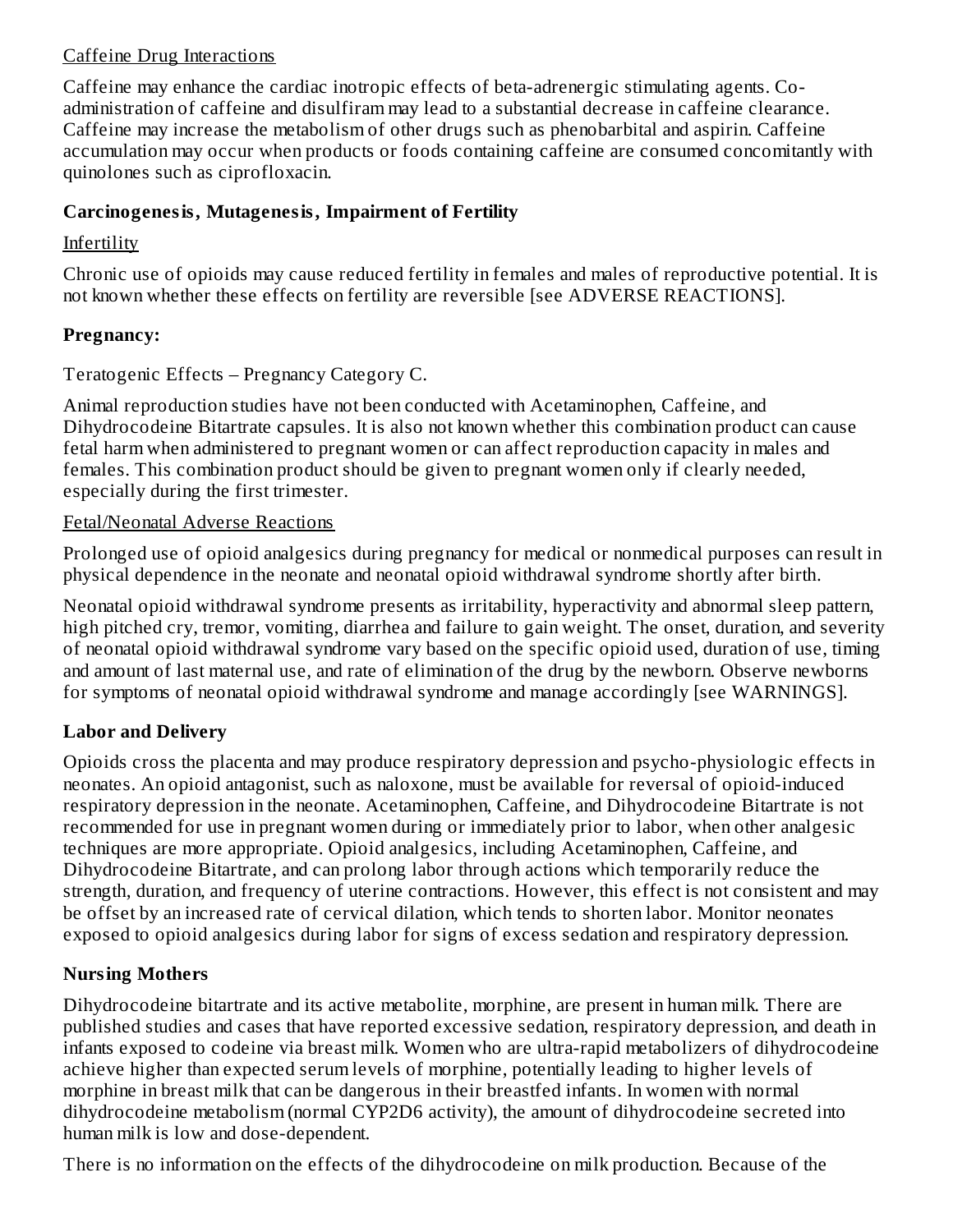Caffeine Drug Interactions

Caffeine may enhance the cardiac inotropic effects of beta-adrenergic stimulating agents. Co-administration of caffeine and disulfiram may lead to a substantial decrease in caffeine clearance. Caffeine may increase the metabolism of other drugs such as phenobarbital and aspirin. Caffeine accumulation may occur when products or foods containing caffeine are consumed concomitantly with quinolones such as ciprofloxacin.

**Carcinogenesis, Mutagenesis, Impairment of Fertility**

Infertility

Chronic use of opioids may cause reduced fertility in females and males of reproductive potential. It is not known whether these effects on fertility are reversible [see ADVERSE REACTIONS].

**Pregnancy:**

Teratogenic Effects – Pregnancy Category C.

Animal reproduction studies have not been conducted with Acetaminophen, Caffeine, and Dihydrocodeine Bitartrate capsules. It is also not known whether this combination product can cause fetal harm when administered to pregnant women or can affect reproduction capacity in males and females. This combination product should be given to pregnant women only if clearly needed, especially during the first trimester.

Fetal/Neonatal Adverse Reactions

Prolonged use of opioid analgesics during pregnancy for medical or nonmedical purposes can result in physical dependence in the neonate and neonatal opioid withdrawal syndrome shortly after birth.

Neonatal opioid withdrawal syndrome presents as irritability, hyperactivity and abnormal sleep pattern, high pitched cry, tremor, vomiting, diarrhea and failure to gain weight. The onset, duration, and severity of neonatal opioid withdrawal syndrome vary based on the specific opioid used, duration of use, timing and amount of last maternal use, and rate of elimination of the drug by the newborn. Observe newborns for symptoms of neonatal opioid withdrawal syndrome and manage accordingly [see WARNINGS].

**Labor and Delivery**

Opioids cross the placenta and may produce respiratory depression and psycho-physiologic effects in neonates. An opioid antagonist, such as naloxone, must be available for reversal of opioid-induced respiratory depression in the neonate. Acetaminophen, Caffeine, and Dihydrocodeine Bitartrate is not recommended for use in pregnant women during or immediately prior to labor, when other analgesic techniques are more appropriate. Opioid analgesics, including Acetaminophen, Caffeine, and Dihydrocodeine Bitartrate, and can prolong labor through actions which temporarily reduce the strength, duration, and frequency of uterine contractions. However, this effect is not consistent and may be offset by an increased rate of cervical dilation, which tends to shorten labor. Monitor neonates exposed to opioid analgesics during labor for signs of excess sedation and respiratory depression.

**Nursing Mothers**

Dihydrocodeine bitartrate and its active metabolite, morphine, are present in human milk. There are published studies and cases that have reported excessive sedation, respiratory depression, and death in infants exposed to codeine via breast milk. Women who are ultra-rapid metabolizers of dihydrocodeine achieve higher than expected serum levels of morphine, potentially leading to higher levels of morphine in breast milk that can be dangerous in their breastfed infants. In women with normal dihydrocodeine metabolism (normal CYP2D6 activity), the amount of dihydrocodeine secreted into human milk is low and dose-dependent.

There is no information on the effects of the dihydrocodeine on milk production. Because of the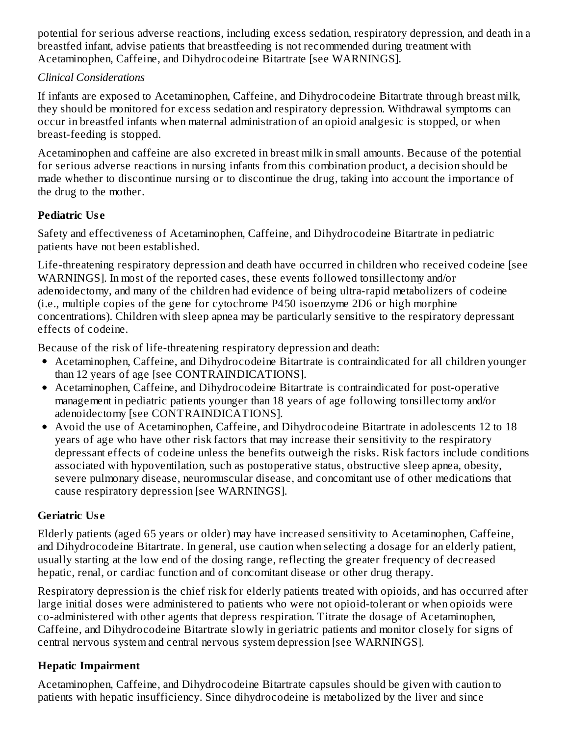potential for serious adverse reactions, including excess sedation, respiratory depression, and death in a breastfed infant, advise patients that breastfeeding is not recommended during treatment with Acetaminophen, Caffeine, and Dihydrocodeine Bitartrate [see WARNINGS].

*Clinical Considerations*

If infants are exposed to Acetaminophen, Caffeine, and Dihydrocodeine Bitartrate through breast milk, they should be monitored for excess sedation and respiratory depression. Withdrawal symptoms can occur in breastfed infants when maternal administration of an opioid analgesic is stopped, or when breast-feeding is stopped.

Acetaminophen and caffeine are also excreted in breast milk in small amounts. Because of the potential for serious adverse reactions in nursing infants from this combination product, a decision should be made whether to discontinue nursing or to discontinue the drug, taking into account the importance of the drug to the mother.

**Pediatric Use**

Safety and effectiveness of Acetaminophen, Caffeine, and Dihydrocodeine Bitartrate in pediatric patients have not been established.

Life-threatening respiratory depression and death have occurred in children who received codeine [see WARNINGS]. In most of the reported cases, these events followed tonsillectomy and/or adenoidectomy, and many of the children had evidence of being ultra-rapid metabolizers of codeine (i.e., multiple copies of the gene for cytochrome P450 isoenzyme 2D6 or high morphine concentrations). Children with sleep apnea may be particularly sensitive to the respiratory depressant effects of codeine.

Because of the risk of life-threatening respiratory depression and death:

- Acetaminophen, Caffeine, and Dihydrocodeine Bitartrate is contraindicated for all children younger than 12 years of age [see CONTRAINDICATIONS].
- Acetaminophen, Caffeine, and Dihydrocodeine Bitartrate is contraindicated for post-operative management in pediatric patients younger than 18 years of age following tonsillectomy and/or adenoidectomy [see CONTRAINDICATIONS].
- Avoid the use of Acetaminophen, Caffeine, and Dihydrocodeine Bitartrate in adolescents 12 to 18 years of age who have other risk factors that may increase their sensitivity to the respiratory depressant effects of codeine unless the benefits outweigh the risks. Risk factors include conditions associated with hypoventilation, such as postoperative status, obstructive sleep apnea, obesity, severe pulmonary disease, neuromuscular disease, and concomitant use of other medications that cause respiratory depression [see WARNINGS].

**Geriatric Use**

Elderly patients (aged 65 years or older) may have increased sensitivity to Acetaminophen, Caffeine, and Dihydrocodeine Bitartrate. In general, use caution when selecting a dosage for an elderly patient, usually starting at the low end of the dosing range, reflecting the greater frequency of decreased hepatic, renal, or cardiac function and of concomitant disease or other drug therapy.

Respiratory depression is the chief risk for elderly patients treated with opioids, and has occurred after large initial doses were administered to patients who were not opioid-tolerant or when opioids were co-administered with other agents that depress respiration. Titrate the dosage of Acetaminophen, Caffeine, and Dihydrocodeine Bitartrate slowly in geriatric patients and monitor closely for signs of central nervous system and central nervous system depression [see WARNINGS].

**Hepatic Impairment**

Acetaminophen, Caffeine, and Dihydrocodeine Bitartrate capsules should be given with caution to patients with hepatic insufficiency. Since dihydrocodeine is metabolized by the liver and since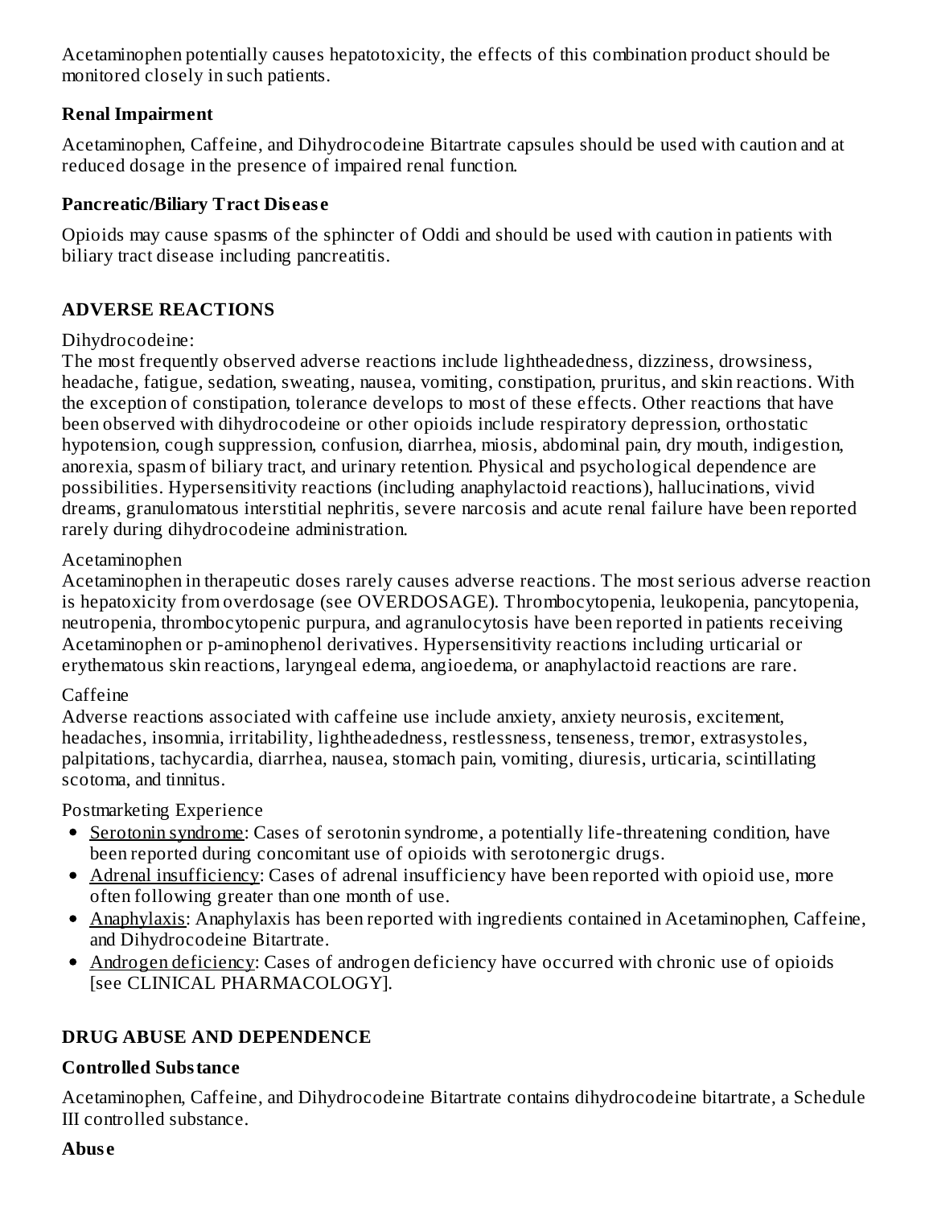Acetaminophen potentially causes hepatotoxicity, the effects of this combination product should be monitored closely in such patients.

### Renal Impairment

Acetaminophen, Caffeine, and Dihydrocodeine Bitartrate capsules should be used with caution and at reduced dosage in the presence of impaired renal function.

### Pancreatic/Biliary Tract Disease

Opioids may cause spasms of the sphincter of Oddi and should be used with caution in patients with biliary tract disease including pancreatitis.

## ADVERSE REACTIONS

Dihydrocodeine:

The most frequently observed adverse reactions include lightheadedness, dizziness, drowsiness, headache, fatigue, sedation, sweating, nausea, vomiting, constipation, pruritus, and skin reactions. With the exception of constipation, tolerance develops to most of these effects. Other reactions that have been observed with dihydrocodeine or other opioids include respiratory depression, orthostatic hypotension, cough suppression, confusion, diarrhea, miosis, abdominal pain, dry mouth, indigestion, anorexia, spasm of biliary tract, and urinary retention. Physical and psychological dependence are possibilities. Hypersensitivity reactions (including anaphylactoid reactions), hallucinations, vivid dreams, granulomatous interstitial nephritis, severe narcosis and acute renal failure have been reported rarely during dihydrocodeine administration.

Acetaminophen

Acetaminophen in therapeutic doses rarely causes adverse reactions. The most serious adverse reaction is hepatotoxicity from overdosage (see OVERDOSAGE). Thrombocytopenia, leukopenia, pancytopenia, neutropenia, thrombocytopenic purpura, and agranulocytosis have been reported in patients receiving Acetaminophen or p-aminophenol derivatives. Hypersensitivity reactions including urticarial or erythematous skin reactions, laryngeal edema, angioedema, or anaphylactoid reactions are rare.

Caffeine

Adverse reactions associated with caffeine use include anxiety, anxiety neurosis, excitement, headaches, insomnia, irritability, lightheadedness, restlessness, tenseness, tremor, extrasystoles, palpitations, tachycardia, diarrhea, nausea, stomach pain, vomiting, diuresis, urticaria, scintillating scotoma, and tinnitus.

Postmarketing Experience

- Serotonin syndrome: Cases of serotonin syndrome, a potentially life-threatening condition, have been reported during concomitant use of opioids with serotonergic drugs.
- Adrenal insufficiency: Cases of adrenal insufficiency have been reported with opioid use, more often following greater than one month of use.
- Anaphylaxis: Anaphylaxis has been reported with ingredients contained in Acetaminophen, Caffeine, and Dihydrocodeine Bitartrate.
- Androgen deficiency: Cases of androgen deficiency have occurred with chronic use of opioids [see CLINICAL PHARMACOLOGY].

## DRUG ABUSE AND DEPENDENCE

### Controlled Substance

Acetaminophen, Caffeine, and Dihydrocodeine Bitartrate contains dihydrocodeine bitartrate, a Schedule III controlled substance.

### Abuse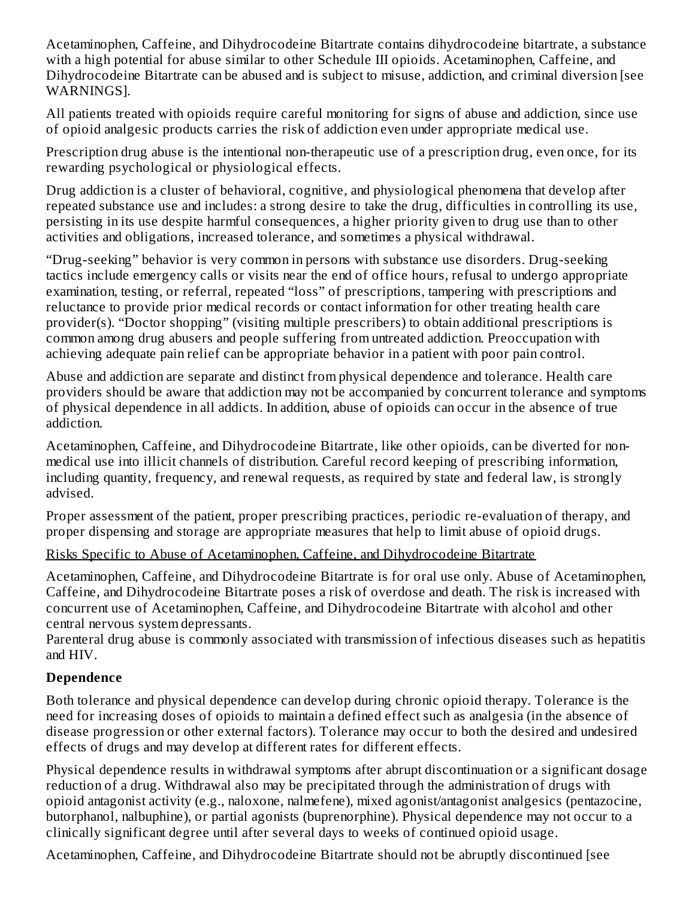Acetaminophen, Caffeine, and Dihydrocodeine Bitartrate contains dihydrocodeine bitartrate, a substance with a high potential for abuse similar to other Schedule III opioids. Acetaminophen, Caffeine, and Dihydrocodeine Bitartrate can be abused and is subject to misuse, addiction, and criminal diversion [see WARNINGS].

All patients treated with opioids require careful monitoring for signs of abuse and addiction, since use of opioid analgesic products carries the risk of addiction even under appropriate medical use.

Prescription drug abuse is the intentional non-therapeutic use of a prescription drug, even once, for its rewarding psychological or physiological effects.

Drug addiction is a cluster of behavioral, cognitive, and physiological phenomena that develop after repeated substance use and includes: a strong desire to take the drug, difficulties in controlling its use, persisting in its use despite harmful consequences, a higher priority given to drug use than to other activities and obligations, increased tolerance, and sometimes a physical withdrawal.

"Drug-seeking" behavior is very common in persons with substance use disorders. Drug-seeking tactics include emergency calls or visits near the end of office hours, refusal to undergo appropriate examination, testing, or referral, repeated "loss" of prescriptions, tampering with prescriptions and reluctance to provide prior medical records or contact information for other treating health care provider(s). "Doctor shopping" (visiting multiple prescribers) to obtain additional prescriptions is common among drug abusers and people suffering from untreated addiction. Preoccupation with achieving adequate pain relief can be appropriate behavior in a patient with poor pain control.

Abuse and addiction are separate and distinct from physical dependence and tolerance. Health care providers should be aware that addiction may not be accompanied by concurrent tolerance and symptoms of physical dependence in all addicts. In addition, abuse of opioids can occur in the absence of true addiction.

Acetaminophen, Caffeine, and Dihydrocodeine Bitartrate, like other opioids, can be diverted for non-medical use into illicit channels of distribution. Careful record keeping of prescribing information, including quantity, frequency, and renewal requests, as required by state and federal law, is strongly advised.

Proper assessment of the patient, proper prescribing practices, periodic re-evaluation of therapy, and proper dispensing and storage are appropriate measures that help to limit abuse of opioid drugs.

Risks Specific to Abuse of Acetaminophen, Caffeine, and Dihydrocodeine Bitartrate

Acetaminophen, Caffeine, and Dihydrocodeine Bitartrate is for oral use only. Abuse of Acetaminophen, Caffeine, and Dihydrocodeine Bitartrate poses a risk of overdose and death. The risk is increased with concurrent use of Acetaminophen, Caffeine, and Dihydrocodeine Bitartrate with alcohol and other central nervous system depressants.
Parenteral drug abuse is commonly associated with transmission of infectious diseases such as hepatitis and HIV.

**Dependence**

Both tolerance and physical dependence can develop during chronic opioid therapy. Tolerance is the need for increasing doses of opioids to maintain a defined effect such as analgesia (in the absence of disease progression or other external factors). Tolerance may occur to both the desired and undesired effects of drugs and may develop at different rates for different effects.

Physical dependence results in withdrawal symptoms after abrupt discontinuation or a significant dosage reduction of a drug. Withdrawal also may be precipitated through the administration of drugs with opioid antagonist activity (e.g., naloxone, nalmefene), mixed agonist/antagonist analgesics (pentazocine, butorphanol, nalbuphine), or partial agonists (buprenorphine). Physical dependence may not occur to a clinically significant degree until after several days to weeks of continued opioid usage.

Acetaminophen, Caffeine, and Dihydrocodeine Bitartrate should not be abruptly discontinued [see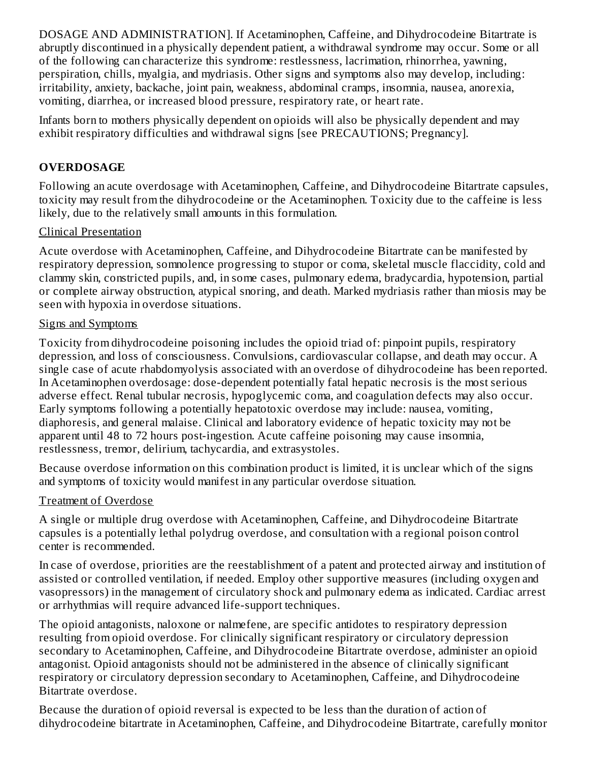DOSAGE AND ADMINISTRATION]. If Acetaminophen, Caffeine, and Dihydrocodeine Bitartrate is abruptly discontinued in a physically dependent patient, a withdrawal syndrome may occur. Some or all of the following can characterize this syndrome: restlessness, lacrimation, rhinorrhea, yawning, perspiration, chills, myalgia, and mydriasis. Other signs and symptoms also may develop, including: irritability, anxiety, backache, joint pain, weakness, abdominal cramps, insomnia, nausea, anorexia, vomiting, diarrhea, or increased blood pressure, respiratory rate, or heart rate.

Infants born to mothers physically dependent on opioids will also be physically dependent and may exhibit respiratory difficulties and withdrawal signs [see PRECAUTIONS; Pregnancy].

## OVERDOSAGE

Following an acute overdosage with Acetaminophen, Caffeine, and Dihydrocodeine Bitartrate capsules, toxicity may result from the dihydrocodeine or the Acetaminophen. Toxicity due to the caffeine is less likely, due to the relatively small amounts in this formulation.

### Clinical Presentation

Acute overdose with Acetaminophen, Caffeine, and Dihydrocodeine Bitartrate can be manifested by respiratory depression, somnolence progressing to stupor or coma, skeletal muscle flaccidity, cold and clammy skin, constricted pupils, and, in some cases, pulmonary edema, bradycardia, hypotension, partial or complete airway obstruction, atypical snoring, and death. Marked mydriasis rather than miosis may be seen with hypoxia in overdose situations.

### Signs and Symptoms

Toxicity from dihydrocodeine poisoning includes the opioid triad of: pinpoint pupils, respiratory depression, and loss of consciousness. Convulsions, cardiovascular collapse, and death may occur. A single case of acute rhabdomyolysis associated with an overdose of dihydrocodeine has been reported. In Acetaminophen overdosage: dose-dependent potentially fatal hepatic necrosis is the most serious adverse effect. Renal tubular necrosis, hypoglycemic coma, and coagulation defects may also occur. Early symptoms following a potentially hepatotoxic overdose may include: nausea, vomiting, diaphoresis, and general malaise. Clinical and laboratory evidence of hepatic toxicity may not be apparent until 48 to 72 hours post-ingestion. Acute caffeine poisoning may cause insomnia, restlessness, tremor, delirium, tachycardia, and extrasystoles.

Because overdose information on this combination product is limited, it is unclear which of the signs and symptoms of toxicity would manifest in any particular overdose situation.

### Treatment of Overdose

A single or multiple drug overdose with Acetaminophen, Caffeine, and Dihydrocodeine Bitartrate capsules is a potentially lethal polydrug overdose, and consultation with a regional poison control center is recommended.

In case of overdose, priorities are the reestablishment of a patent and protected airway and institution of assisted or controlled ventilation, if needed. Employ other supportive measures (including oxygen and vasopressors) in the management of circulatory shock and pulmonary edema as indicated. Cardiac arrest or arrhythmias will require advanced life-support techniques.

The opioid antagonists, naloxone or nalmefene, are specific antidotes to respiratory depression resulting from opioid overdose. For clinically significant respiratory or circulatory depression secondary to Acetaminophen, Caffeine, and Dihydrocodeine Bitartrate overdose, administer an opioid antagonist. Opioid antagonists should not be administered in the absence of clinically significant respiratory or circulatory depression secondary to Acetaminophen, Caffeine, and Dihydrocodeine Bitartrate overdose.

Because the duration of opioid reversal is expected to be less than the duration of action of dihydrocodeine bitartrate in Acetaminophen, Caffeine, and Dihydrocodeine Bitartrate, carefully monitor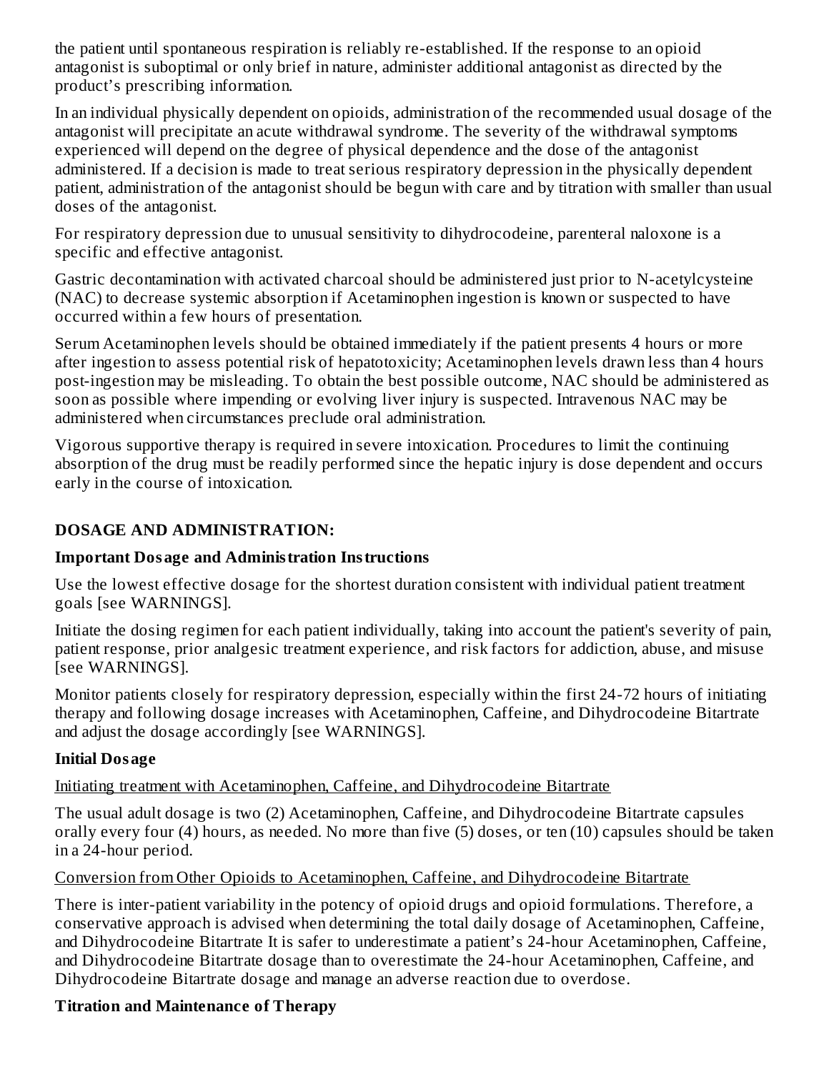the patient until spontaneous respiration is reliably re-established. If the response to an opioid antagonist is suboptimal or only brief in nature, administer additional antagonist as directed by the product's prescribing information.

In an individual physically dependent on opioids, administration of the recommended usual dosage of the antagonist will precipitate an acute withdrawal syndrome. The severity of the withdrawal symptoms experienced will depend on the degree of physical dependence and the dose of the antagonist administered. If a decision is made to treat serious respiratory depression in the physically dependent patient, administration of the antagonist should be begun with care and by titration with smaller than usual doses of the antagonist.

For respiratory depression due to unusual sensitivity to dihydrocodeine, parenteral naloxone is a specific and effective antagonist.

Gastric decontamination with activated charcoal should be administered just prior to N-acetylcysteine (NAC) to decrease systemic absorption if Acetaminophen ingestion is known or suspected to have occurred within a few hours of presentation.

Serum Acetaminophen levels should be obtained immediately if the patient presents 4 hours or more after ingestion to assess potential risk of hepatotoxicity; Acetaminophen levels drawn less than 4 hours post-ingestion may be misleading. To obtain the best possible outcome, NAC should be administered as soon as possible where impending or evolving liver injury is suspected. Intravenous NAC may be administered when circumstances preclude oral administration.

Vigorous supportive therapy is required in severe intoxication. Procedures to limit the continuing absorption of the drug must be readily performed since the hepatic injury is dose dependent and occurs early in the course of intoxication.

## DOSAGE AND ADMINISTRATION:

### Important Dosage and Administration Instructions

Use the lowest effective dosage for the shortest duration consistent with individual patient treatment goals [see WARNINGS].

Initiate the dosing regimen for each patient individually, taking into account the patient's severity of pain, patient response, prior analgesic treatment experience, and risk factors for addiction, abuse, and misuse [see WARNINGS].

Monitor patients closely for respiratory depression, especially within the first 24-72 hours of initiating therapy and following dosage increases with Acetaminophen, Caffeine, and Dihydrocodeine Bitartrate and adjust the dosage accordingly [see WARNINGS].

### Initial Dosage

Initiating treatment with Acetaminophen, Caffeine, and Dihydrocodeine Bitartrate

The usual adult dosage is two (2) Acetaminophen, Caffeine, and Dihydrocodeine Bitartrate capsules orally every four (4) hours, as needed. No more than five (5) doses, or ten (10) capsules should be taken in a 24-hour period.

Conversion from Other Opioids to Acetaminophen, Caffeine, and Dihydrocodeine Bitartrate

There is inter-patient variability in the potency of opioid drugs and opioid formulations. Therefore, a conservative approach is advised when determining the total daily dosage of Acetaminophen, Caffeine, and Dihydrocodeine Bitartrate It is safer to underestimate a patient's 24-hour Acetaminophen, Caffeine, and Dihydrocodeine Bitartrate dosage than to overestimate the 24-hour Acetaminophen, Caffeine, and Dihydrocodeine Bitartrate dosage and manage an adverse reaction due to overdose.

### Titration and Maintenance of Therapy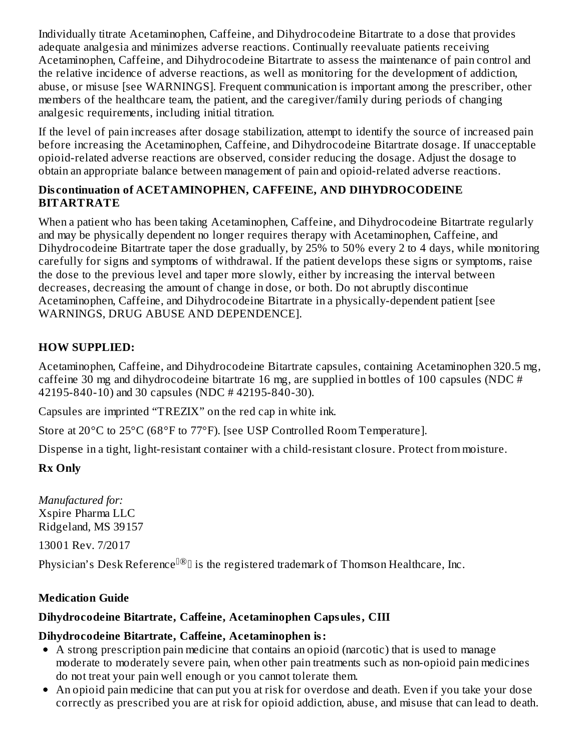Individually titrate Acetaminophen, Caffeine, and Dihydrocodeine Bitartrate to a dose that provides adequate analgesia and minimizes adverse reactions. Continually reevaluate patients receiving Acetaminophen, Caffeine, and Dihydrocodeine Bitartrate to assess the maintenance of pain control and the relative incidence of adverse reactions, as well as monitoring for the development of addiction, abuse, or misuse [see WARNINGS]. Frequent communication is important among the prescriber, other members of the healthcare team, the patient, and the caregiver/family during periods of changing analgesic requirements, including initial titration.

If the level of pain increases after dosage stabilization, attempt to identify the source of increased pain before increasing the Acetaminophen, Caffeine, and Dihydrocodeine Bitartrate dosage. If unacceptable opioid-related adverse reactions are observed, consider reducing the dosage. Adjust the dosage to obtain an appropriate balance between management of pain and opioid-related adverse reactions.

**Discontinuation of ACETAMINOPHEN, CAFFEINE, AND DIHYDROCODEINE BITARTRATE**

When a patient who has been taking Acetaminophen, Caffeine, and Dihydrocodeine Bitartrate regularly and may be physically dependent no longer requires therapy with Acetaminophen, Caffeine, and Dihydrocodeine Bitartrate taper the dose gradually, by 25% to 50% every 2 to 4 days, while monitoring carefully for signs and symptoms of withdrawal. If the patient develops these signs or symptoms, raise the dose to the previous level and taper more slowly, either by increasing the interval between decreases, decreasing the amount of change in dose, or both. Do not abruptly discontinue Acetaminophen, Caffeine, and Dihydrocodeine Bitartrate in a physically-dependent patient [see WARNINGS, DRUG ABUSE AND DEPENDENCE].

## HOW SUPPLIED:

Acetaminophen, Caffeine, and Dihydrocodeine Bitartrate capsules, containing Acetaminophen 320.5 mg, caffeine 30 mg and dihydrocodeine bitartrate 16 mg, are supplied in bottles of 100 capsules (NDC # 42195-840-10) and 30 capsules (NDC # 42195-840-30).

Capsules are imprinted "TREZIX" on the red cap in white ink.

Store at 20°C to 25°C (68°F to 77°F). [see USP Controlled Room Temperature].

Dispense in a tight, light-resistant container with a child-resistant closure. Protect from moisture.

**Rx Only**

*Manufactured for:*
Xspire Pharma LLC
Ridgeland, MS 39157

13001 Rev. 7/2017

Physician's Desk Reference® is the registered trademark of Thomson Healthcare, Inc.

## Medication Guide

**Dihydrocodeine Bitartrate, Caffeine, Acetaminophen Capsules, CIII**

**Dihydrocodeine Bitartrate, Caffeine, Acetaminophen is:**

- A strong prescription pain medicine that contains an opioid (narcotic) that is used to manage moderate to moderately severe pain, when other pain treatments such as non-opioid pain medicines do not treat your pain well enough or you cannot tolerate them.
- An opioid pain medicine that can put you at risk for overdose and death. Even if you take your dose correctly as prescribed you are at risk for opioid addiction, abuse, and misuse that can lead to death.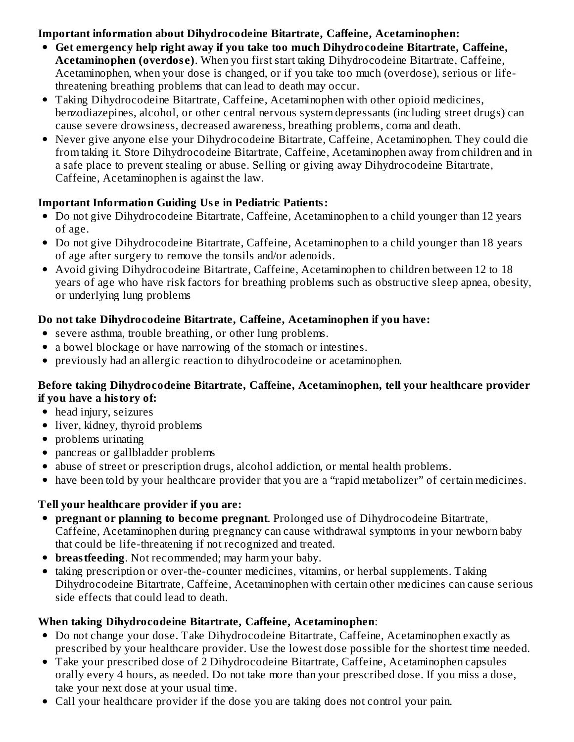**Important information about Dihydrocodeine Bitartrate, Caffeine, Acetaminophen:**

- **Get emergency help right away if you take too much Dihydrocodeine Bitartrate, Caffeine, Acetaminophen (overdose)**. When you first start taking Dihydrocodeine Bitartrate, Caffeine, Acetaminophen, when your dose is changed, or if you take too much (overdose), serious or life-threatening breathing problems that can lead to death may occur.
- Taking Dihydrocodeine Bitartrate, Caffeine, Acetaminophen with other opioid medicines, benzodiazepines, alcohol, or other central nervous system depressants (including street drugs) can cause severe drowsiness, decreased awareness, breathing problems, coma and death.
- Never give anyone else your Dihydrocodeine Bitartrate, Caffeine, Acetaminophen. They could die from taking it. Store Dihydrocodeine Bitartrate, Caffeine, Acetaminophen away from children and in a safe place to prevent stealing or abuse. Selling or giving away Dihydrocodeine Bitartrate, Caffeine, Acetaminophen is against the law.

**Important Information Guiding Use in Pediatric Patients:**

- Do not give Dihydrocodeine Bitartrate, Caffeine, Acetaminophen to a child younger than 12 years of age.
- Do not give Dihydrocodeine Bitartrate, Caffeine, Acetaminophen to a child younger than 18 years of age after surgery to remove the tonsils and/or adenoids.
- Avoid giving Dihydrocodeine Bitartrate, Caffeine, Acetaminophen to children between 12 to 18 years of age who have risk factors for breathing problems such as obstructive sleep apnea, obesity, or underlying lung problems

**Do not take Dihydrocodeine Bitartrate, Caffeine, Acetaminophen if you have:**

- severe asthma, trouble breathing, or other lung problems.
- a bowel blockage or have narrowing of the stomach or intestines.
- previously had an allergic reaction to dihydrocodeine or acetaminophen.

**Before taking Dihydrocodeine Bitartrate, Caffeine, Acetaminophen, tell your healthcare provider if you have a history of:**

- head injury, seizures
- liver, kidney, thyroid problems
- problems urinating
- pancreas or gallbladder problems
- abuse of street or prescription drugs, alcohol addiction, or mental health problems.
- have been told by your healthcare provider that you are a "rapid metabolizer" of certain medicines.

**Tell your healthcare provider if you are:**

- **pregnant or planning to become pregnant**. Prolonged use of Dihydrocodeine Bitartrate, Caffeine, Acetaminophen during pregnancy can cause withdrawal symptoms in your newborn baby that could be life-threatening if not recognized and treated.
- **breastfeeding**. Not recommended; may harm your baby.
- taking prescription or over-the-counter medicines, vitamins, or herbal supplements. Taking Dihydrocodeine Bitartrate, Caffeine, Acetaminophen with certain other medicines can cause serious side effects that could lead to death.

**When taking Dihydrocodeine Bitartrate, Caffeine, Acetaminophen**:

- Do not change your dose. Take Dihydrocodeine Bitartrate, Caffeine, Acetaminophen exactly as prescribed by your healthcare provider. Use the lowest dose possible for the shortest time needed.
- Take your prescribed dose of 2 Dihydrocodeine Bitartrate, Caffeine, Acetaminophen capsules orally every 4 hours, as needed. Do not take more than your prescribed dose. If you miss a dose, take your next dose at your usual time.
- Call your healthcare provider if the dose you are taking does not control your pain.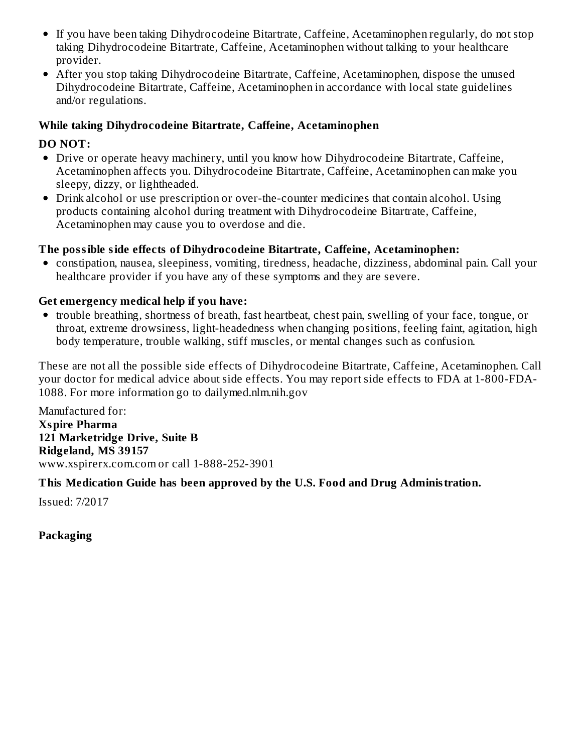- If you have been taking Dihydrocodeine Bitartrate, Caffeine, Acetaminophen regularly, do not stop taking Dihydrocodeine Bitartrate, Caffeine, Acetaminophen without talking to your healthcare provider.
- After you stop taking Dihydrocodeine Bitartrate, Caffeine, Acetaminophen, dispose the unused Dihydrocodeine Bitartrate, Caffeine, Acetaminophen in accordance with local state guidelines and/or regulations.

**While taking Dihydrocodeine Bitartrate, Caffeine, Acetaminophen**

**DO NOT:**

- Drive or operate heavy machinery, until you know how Dihydrocodeine Bitartrate, Caffeine, Acetaminophen affects you. Dihydrocodeine Bitartrate, Caffeine, Acetaminophen can make you sleepy, dizzy, or lightheaded.
- Drink alcohol or use prescription or over-the-counter medicines that contain alcohol. Using products containing alcohol during treatment with Dihydrocodeine Bitartrate, Caffeine, Acetaminophen may cause you to overdose and die.

**The possible side effects of Dihydrocodeine Bitartrate, Caffeine, Acetaminophen:**

- constipation, nausea, sleepiness, vomiting, tiredness, headache, dizziness, abdominal pain. Call your healthcare provider if you have any of these symptoms and they are severe.

**Get emergency medical help if you have:**

- trouble breathing, shortness of breath, fast heartbeat, chest pain, swelling of your face, tongue, or throat, extreme drowsiness, light-headedness when changing positions, feeling faint, agitation, high body temperature, trouble walking, stiff muscles, or mental changes such as confusion.

These are not all the possible side effects of Dihydrocodeine Bitartrate, Caffeine, Acetaminophen. Call your doctor for medical advice about side effects. You may report side effects to FDA at 1-800-FDA-1088. For more information go to dailymed.nlm.nih.gov

Manufactured for:
**Xspire Pharma**
**121 Marketridge Drive, Suite B**
**Ridgeland, MS 39157**
www.xspirerx.com.com or call 1-888-252-3901

**This Medication Guide has been approved by the U.S. Food and Drug Administration.**

Issued: 7/2017

**Packaging**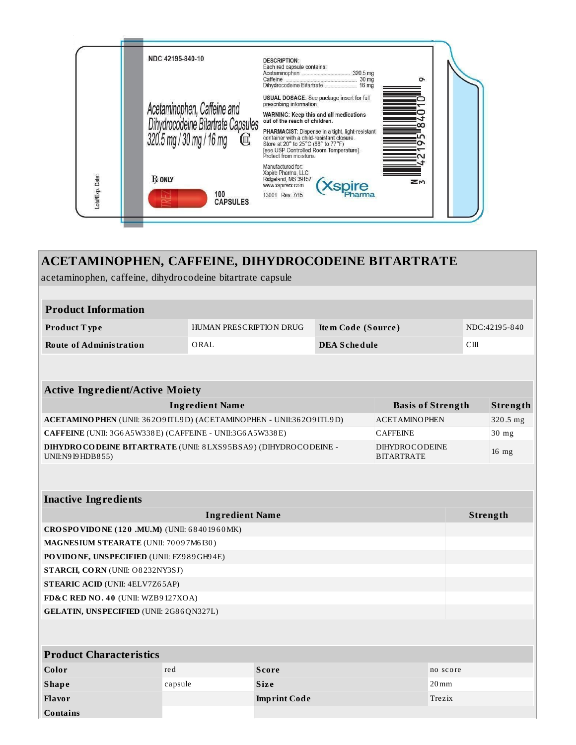NDC 42195-840-10

Acetaminophen, Caffeine and Dihydrocodeine Bitartrate Capsules 320.5 mg / 30 mg / 16 mg CIII

℞ ONLY

100 CAPSULES

DESCRIPTION:
Each red capsule contains:
Acetaminophen ............ 320.5 mg
Caffeine ............ 30 mg
Dihydrocodeine Bitartrate ............ 16 mg

USUAL DOSAGE: See package insert for full prescribing information.

WARNING: Keep this and all medications out of the reach of children.

PHARMACIST: Dispense in a tight, light-resistant container with a child-resistant closure.
Store at 20° to 25°C (68° to 77°F) [see USP Controlled Room Temperature].
Protect from moisture.

Manufactured for:
Xspire Pharma, LLC
Ridgeland, MS 39157
www.xspirerx.com

13001 Rev. 7/15

Xspire Pharma

N 3 42195 84010 9

Lot#/Exp. Date:

# ACETAMINOPHEN, CAFFEINE, DIHYDROCODEINE BITARTRATE

acetaminophen, caffeine, dihydrocodeine bitartrate capsule

| Product Information | | | |
|---|---|---|---|
| **Product Type** | HUMAN PRESCRIPTION DRUG | **Item Code (Source)** | NDC:42195-840 |
| **Route of Administration** | ORAL | **DEA Schedule** | CIII |

| Active Ingredient/Active Moiety | | |
|---|---|---|
| **Ingredient Name** | **Basis of Strength** | **Strength** |
| **ACETAMINOPHEN** (UNII: 362O9ITL9D) (ACETAMINOPHEN - UNII:362O9ITL9D) | ACETAMINOPHEN | 320.5 mg |
| **CAFFEINE** (UNII: 3G6A5W338E) (CAFFEINE - UNII:3G6A5W338E) | CAFFEINE | 30 mg |
| **DIHYDROCODEINE BITARTRATE** (UNII: 8LXS95BSA9) (DIHYDROCODEINE - UNII:N9I9HDB855) | DIHYDROCODEINE BITARTRATE | 16 mg |

| Inactive Ingredients | |
|---|---|
| **Ingredient Name** | **Strength** |
| **CROSPOVIDONE (120 .MU.M)** (UNII: 68401960MK) | |
| **MAGNESIUM STEARATE** (UNII: 70097M6I30) | |
| **POVIDONE, UNSPECIFIED** (UNII: FZ989GH94E) | |
| **STARCH, CORN** (UNII: O8232NY3SJ) | |
| **STEARIC ACID** (UNII: 4ELV7Z65AP) | |
| **FD&C RED NO. 40** (UNII: WZB9127XOA) | |
| **GELATIN, UNSPECIFIED** (UNII: 2G86QN327L) | |

| Product Characteristics | | | |
|---|---|---|---|
| **Color** | red | **Score** | no score |
| **Shape** | capsule | **Size** | 20mm |
| **Flavor** | | **Imprint Code** | Trezix |
| **Contains** | | | |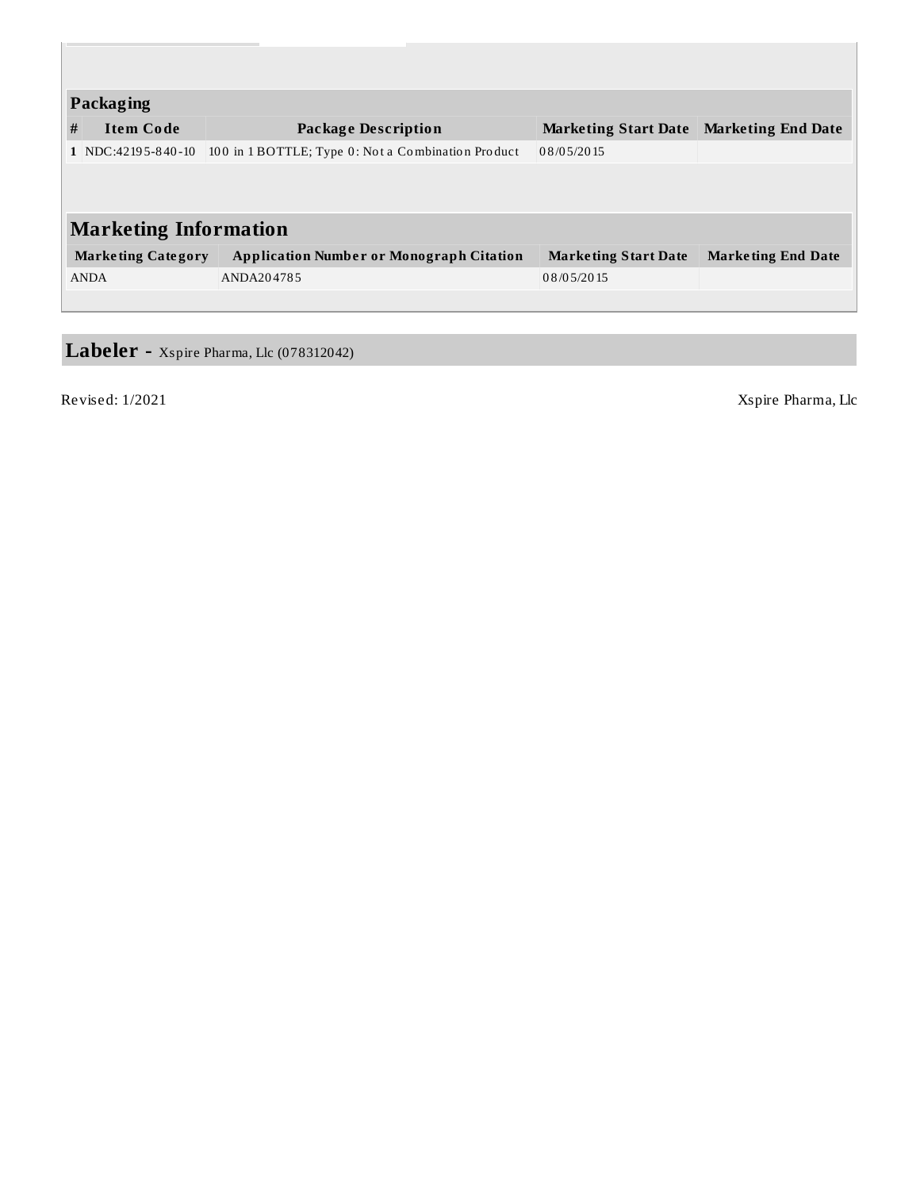| Packaging | | | | |
| --- | --- | --- | --- | --- |
| # | Item Code | Package Description | Marketing Start Date | Marketing End Date |
| 1 | NDC:42195-840-10 | 100 in 1 BOTTLE; Type 0: Not a Combination Product | 08/05/2015 | |

## Marketing Information

| Marketing Category | Application Number or Monograph Citation | Marketing Start Date | Marketing End Date |
| --- | --- | --- | --- |
| ANDA | ANDA204785 | 08/05/2015 | |

**Labeler -** Xspire Pharma, Llc (078312042)

Revised: 1/2021

Xspire Pharma, Llc